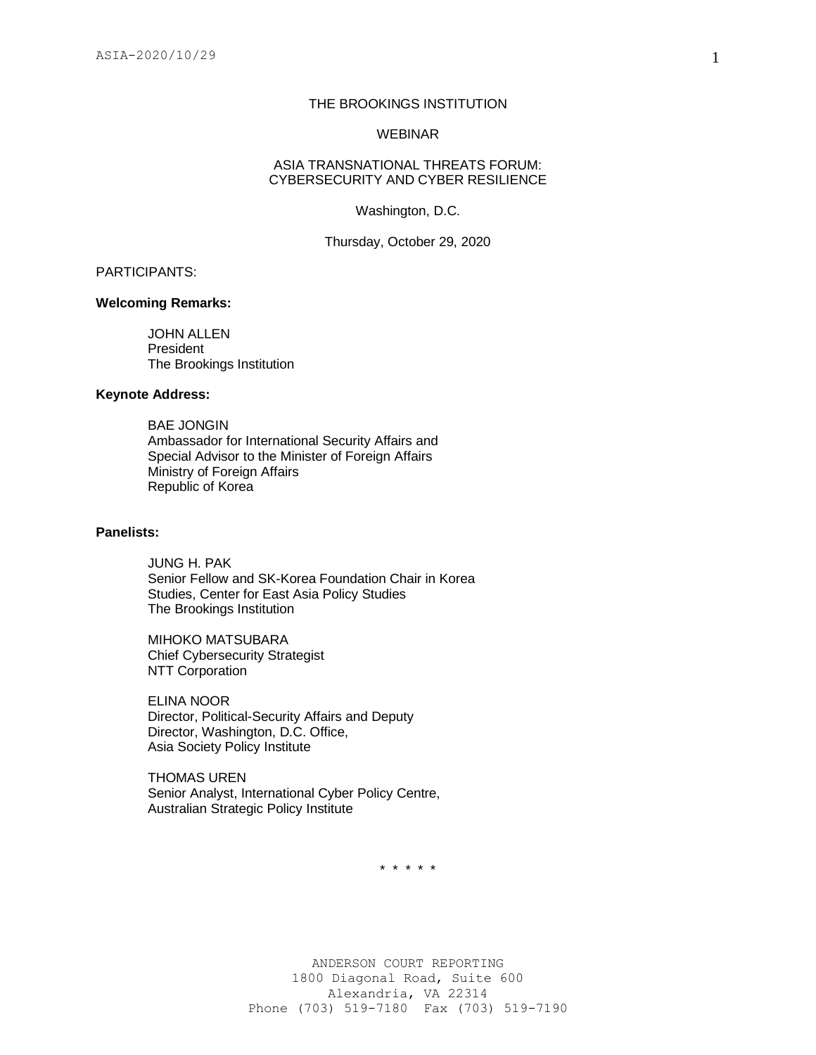# THE BROOKINGS INSTITUTION

## WEBINAR

## ASIA TRANSNATIONAL THREATS FORUM: CYBERSECURITY AND CYBER RESILIENCE

Washington, D.C.

Thursday, October 29, 2020

PARTICIPANTS:

**Welcoming Remarks:**

JOHN ALLEN
President
The Brookings Institution

**Keynote Address:**

BAE JONGIN
Ambassador for International Security Affairs and
Special Advisor to the Minister of Foreign Affairs
Ministry of Foreign Affairs
Republic of Korea

**Panelists:**

JUNG H. PAK
Senior Fellow and SK-Korea Foundation Chair in Korea
Studies, Center for East Asia Policy Studies
The Brookings Institution

MIHOKO MATSUBARA
Chief Cybersecurity Strategist
NTT Corporation

ELINA NOOR
Director, Political-Security Affairs and Deputy
Director, Washington, D.C. Office,
Asia Society Policy Institute

THOMAS UREN
Senior Analyst, International Cyber Policy Centre,
Australian Strategic Policy Institute

\* \* \* \* \*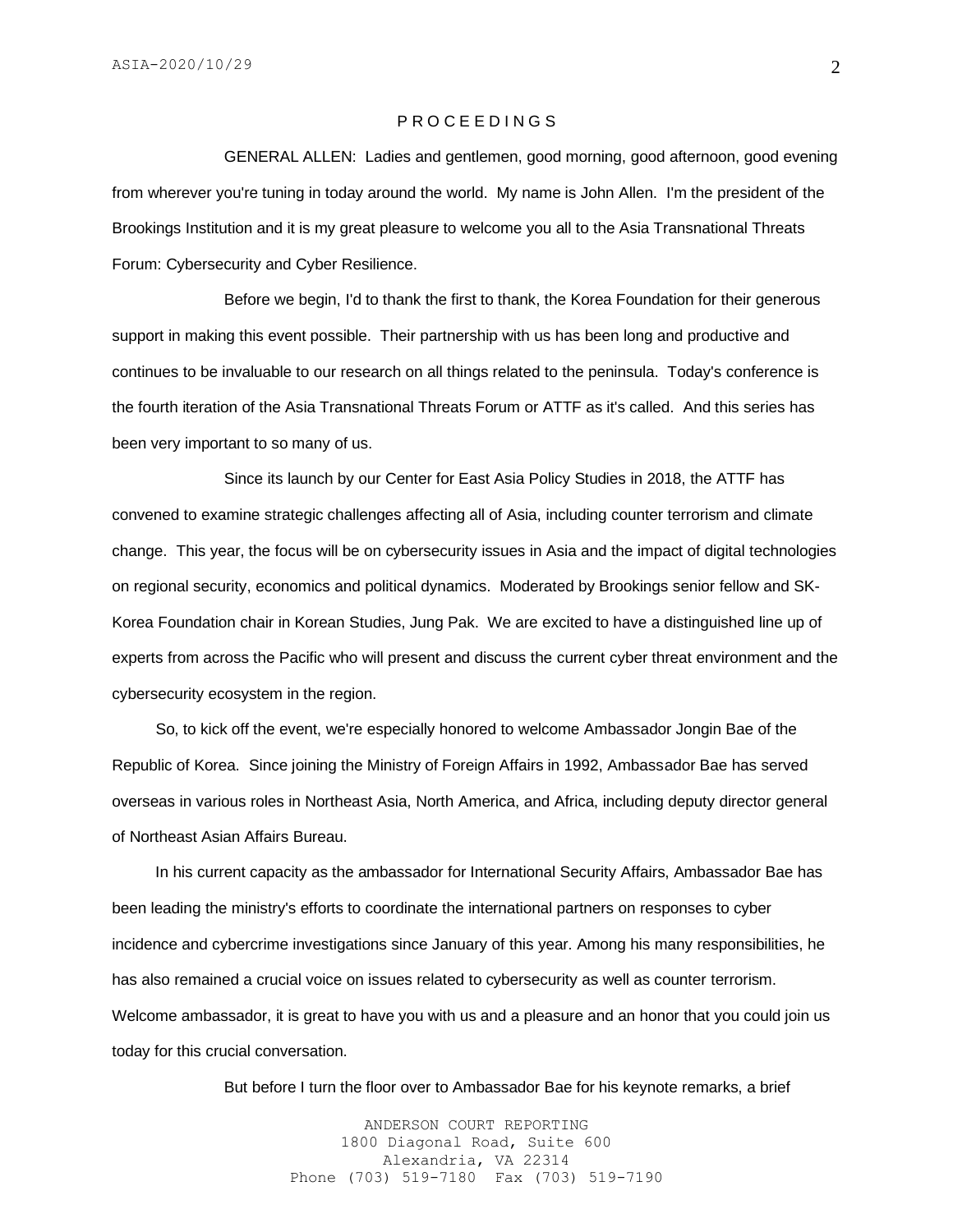P R O C E E D I N G S

GENERAL ALLEN: Ladies and gentlemen, good morning, good afternoon, good evening from wherever you're tuning in today around the world. My name is John Allen. I'm the president of the Brookings Institution and it is my great pleasure to welcome you all to the Asia Transnational Threats Forum: Cybersecurity and Cyber Resilience.

Before we begin, I'd to thank the first to thank, the Korea Foundation for their generous support in making this event possible. Their partnership with us has been long and productive and continues to be invaluable to our research on all things related to the peninsula. Today's conference is the fourth iteration of the Asia Transnational Threats Forum or ATTF as it's called. And this series has been very important to so many of us.

Since its launch by our Center for East Asia Policy Studies in 2018, the ATTF has convened to examine strategic challenges affecting all of Asia, including counter terrorism and climate change. This year, the focus will be on cybersecurity issues in Asia and the impact of digital technologies on regional security, economics and political dynamics. Moderated by Brookings senior fellow and SK-Korea Foundation chair in Korean Studies, Jung Pak. We are excited to have a distinguished line up of experts from across the Pacific who will present and discuss the current cyber threat environment and the cybersecurity ecosystem in the region.

So, to kick off the event, we're especially honored to welcome Ambassador Jongin Bae of the Republic of Korea. Since joining the Ministry of Foreign Affairs in 1992, Ambassador Bae has served overseas in various roles in Northeast Asia, North America, and Africa, including deputy director general of Northeast Asian Affairs Bureau.

In his current capacity as the ambassador for International Security Affairs, Ambassador Bae has been leading the ministry's efforts to coordinate the international partners on responses to cyber incidence and cybercrime investigations since January of this year. Among his many responsibilities, he has also remained a crucial voice on issues related to cybersecurity as well as counter terrorism. Welcome ambassador, it is great to have you with us and a pleasure and an honor that you could join us today for this crucial conversation.

But before I turn the floor over to Ambassador Bae for his keynote remarks, a brief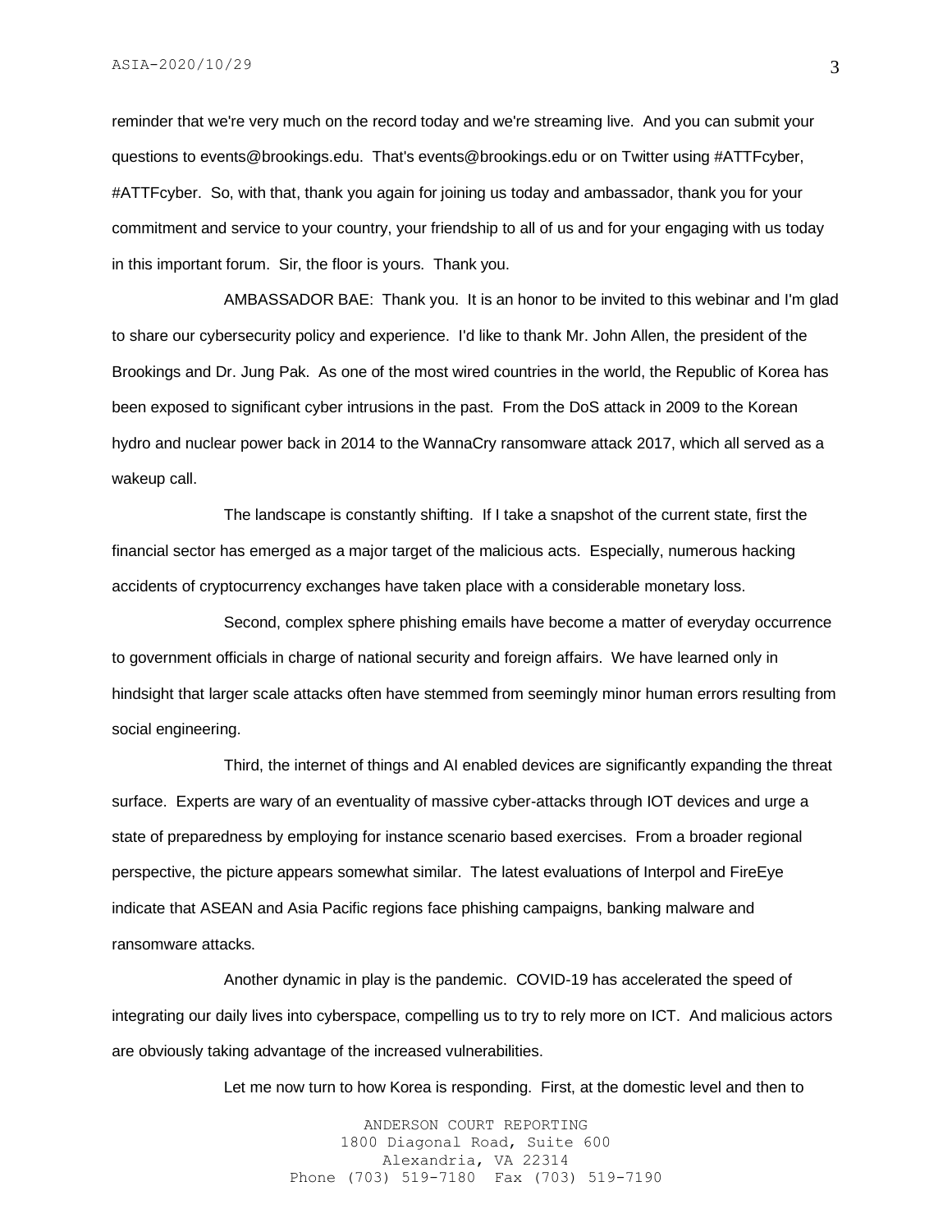reminder that we're very much on the record today and we're streaming live. And you can submit your questions to events@brookings.edu. That's events@brookings.edu or on Twitter using #ATTFcyber, #ATTFcyber. So, with that, thank you again for joining us today and ambassador, thank you for your commitment and service to your country, your friendship to all of us and for your engaging with us today in this important forum. Sir, the floor is yours. Thank you.

AMBASSADOR BAE: Thank you. It is an honor to be invited to this webinar and I'm glad to share our cybersecurity policy and experience. I'd like to thank Mr. John Allen, the president of the Brookings and Dr. Jung Pak. As one of the most wired countries in the world, the Republic of Korea has been exposed to significant cyber intrusions in the past. From the DoS attack in 2009 to the Korean hydro and nuclear power back in 2014 to the WannaCry ransomware attack 2017, which all served as a wakeup call.

The landscape is constantly shifting. If I take a snapshot of the current state, first the financial sector has emerged as a major target of the malicious acts. Especially, numerous hacking accidents of cryptocurrency exchanges have taken place with a considerable monetary loss.

Second, complex sphere phishing emails have become a matter of everyday occurrence to government officials in charge of national security and foreign affairs. We have learned only in hindsight that larger scale attacks often have stemmed from seemingly minor human errors resulting from social engineering.

Third, the internet of things and AI enabled devices are significantly expanding the threat surface. Experts are wary of an eventuality of massive cyber-attacks through IOT devices and urge a state of preparedness by employing for instance scenario based exercises. From a broader regional perspective, the picture appears somewhat similar. The latest evaluations of Interpol and FireEye indicate that ASEAN and Asia Pacific regions face phishing campaigns, banking malware and ransomware attacks.

Another dynamic in play is the pandemic. COVID-19 has accelerated the speed of integrating our daily lives into cyberspace, compelling us to try to rely more on ICT. And malicious actors are obviously taking advantage of the increased vulnerabilities.

Let me now turn to how Korea is responding. First, at the domestic level and then to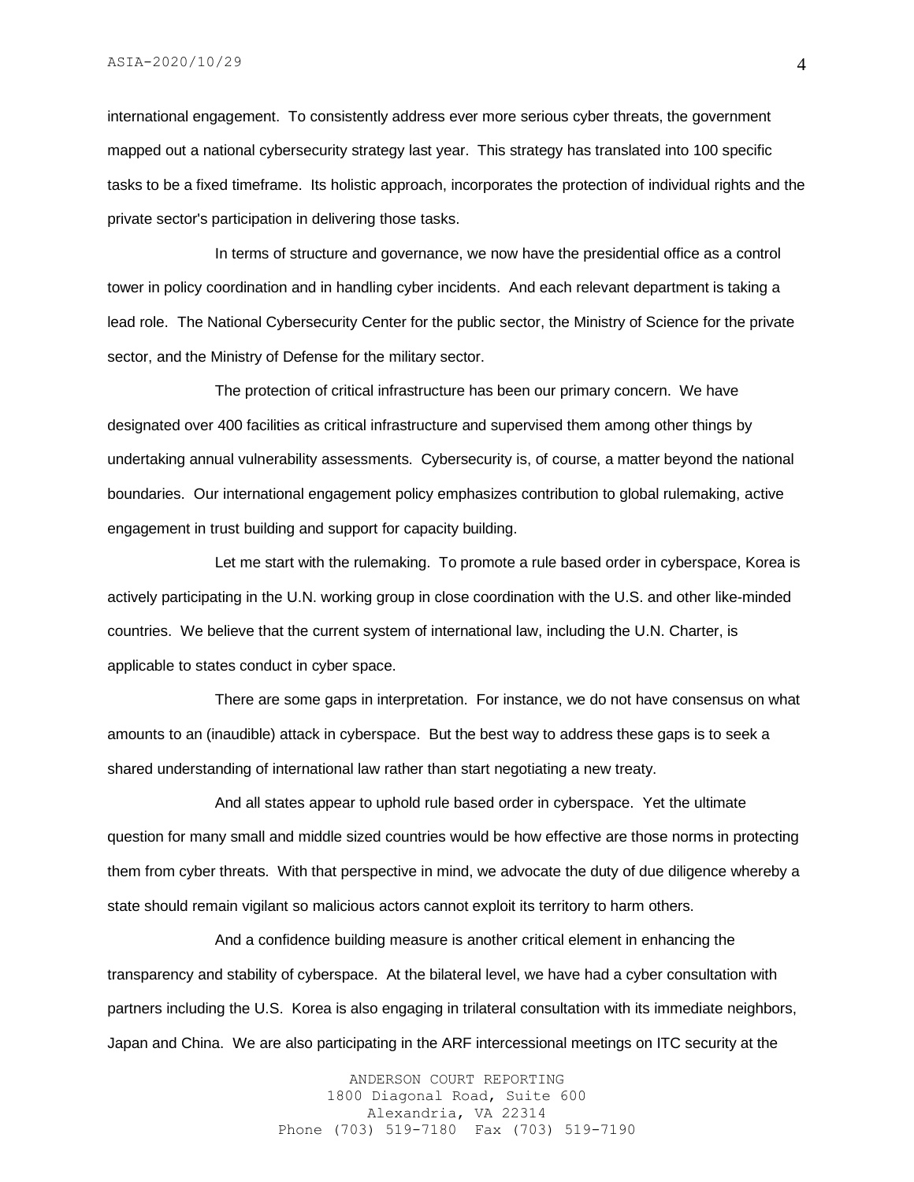international engagement. To consistently address ever more serious cyber threats, the government mapped out a national cybersecurity strategy last year. This strategy has translated into 100 specific tasks to be a fixed timeframe. Its holistic approach, incorporates the protection of individual rights and the private sector's participation in delivering those tasks.

In terms of structure and governance, we now have the presidential office as a control tower in policy coordination and in handling cyber incidents. And each relevant department is taking a lead role. The National Cybersecurity Center for the public sector, the Ministry of Science for the private sector, and the Ministry of Defense for the military sector.

The protection of critical infrastructure has been our primary concern. We have designated over 400 facilities as critical infrastructure and supervised them among other things by undertaking annual vulnerability assessments. Cybersecurity is, of course, a matter beyond the national boundaries. Our international engagement policy emphasizes contribution to global rulemaking, active engagement in trust building and support for capacity building.

Let me start with the rulemaking. To promote a rule based order in cyberspace, Korea is actively participating in the U.N. working group in close coordination with the U.S. and other like-minded countries. We believe that the current system of international law, including the U.N. Charter, is applicable to states conduct in cyber space.

There are some gaps in interpretation. For instance, we do not have consensus on what amounts to an (inaudible) attack in cyberspace. But the best way to address these gaps is to seek a shared understanding of international law rather than start negotiating a new treaty.

And all states appear to uphold rule based order in cyberspace. Yet the ultimate question for many small and middle sized countries would be how effective are those norms in protecting them from cyber threats. With that perspective in mind, we advocate the duty of due diligence whereby a state should remain vigilant so malicious actors cannot exploit its territory to harm others.

And a confidence building measure is another critical element in enhancing the transparency and stability of cyberspace. At the bilateral level, we have had a cyber consultation with partners including the U.S. Korea is also engaging in trilateral consultation with its immediate neighbors, Japan and China. We are also participating in the ARF intercessional meetings on ITC security at the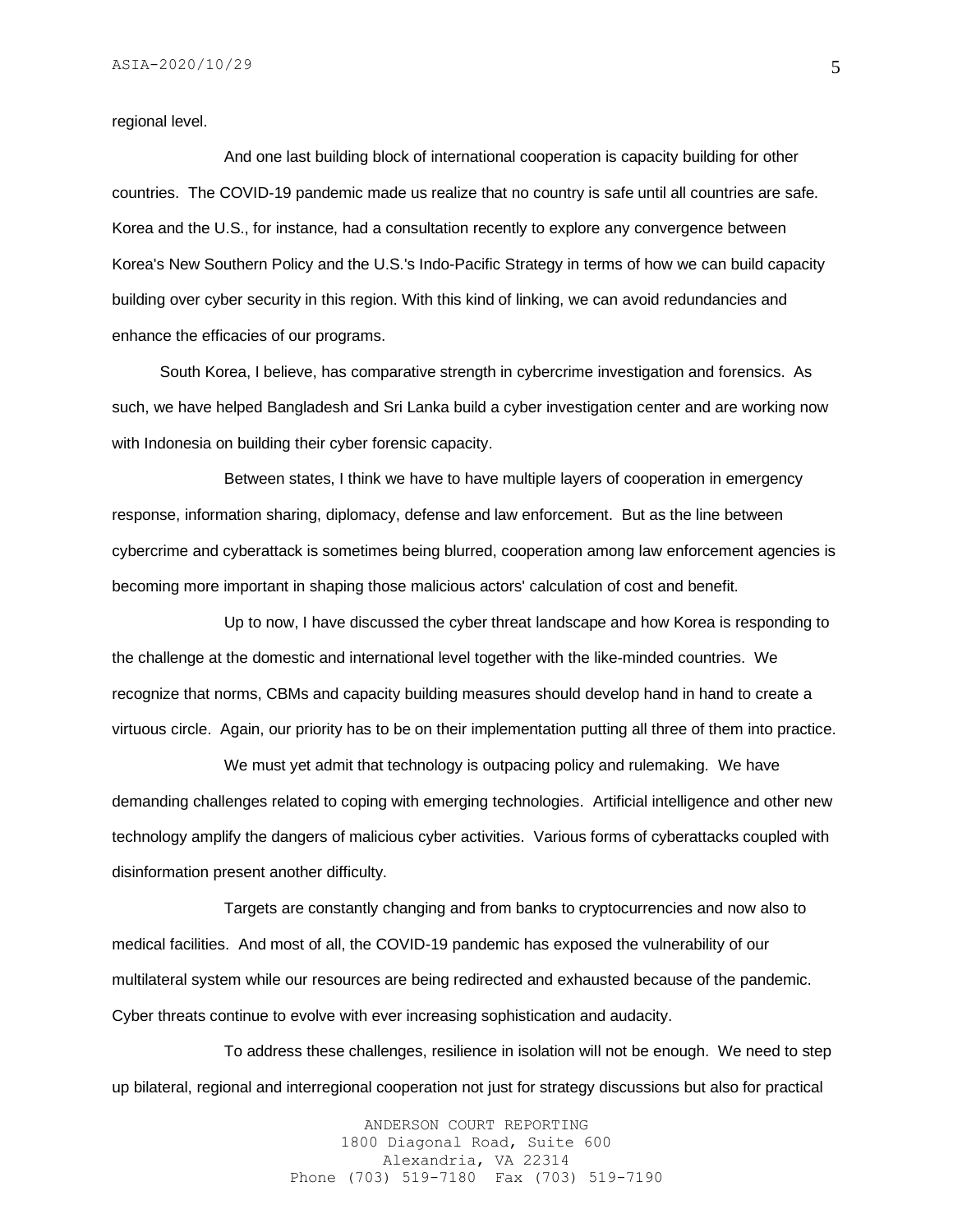regional level.

And one last building block of international cooperation is capacity building for other countries. The COVID-19 pandemic made us realize that no country is safe until all countries are safe. Korea and the U.S., for instance, had a consultation recently to explore any convergence between Korea's New Southern Policy and the U.S.'s Indo-Pacific Strategy in terms of how we can build capacity building over cyber security in this region. With this kind of linking, we can avoid redundancies and enhance the efficacies of our programs.

South Korea, I believe, has comparative strength in cybercrime investigation and forensics. As such, we have helped Bangladesh and Sri Lanka build a cyber investigation center and are working now with Indonesia on building their cyber forensic capacity.

Between states, I think we have to have multiple layers of cooperation in emergency response, information sharing, diplomacy, defense and law enforcement. But as the line between cybercrime and cyberattack is sometimes being blurred, cooperation among law enforcement agencies is becoming more important in shaping those malicious actors' calculation of cost and benefit.

Up to now, I have discussed the cyber threat landscape and how Korea is responding to the challenge at the domestic and international level together with the like-minded countries. We recognize that norms, CBMs and capacity building measures should develop hand in hand to create a virtuous circle. Again, our priority has to be on their implementation putting all three of them into practice.

We must yet admit that technology is outpacing policy and rulemaking. We have demanding challenges related to coping with emerging technologies. Artificial intelligence and other new technology amplify the dangers of malicious cyber activities. Various forms of cyberattacks coupled with disinformation present another difficulty.

Targets are constantly changing and from banks to cryptocurrencies and now also to medical facilities. And most of all, the COVID-19 pandemic has exposed the vulnerability of our multilateral system while our resources are being redirected and exhausted because of the pandemic. Cyber threats continue to evolve with ever increasing sophistication and audacity.

To address these challenges, resilience in isolation will not be enough. We need to step up bilateral, regional and interregional cooperation not just for strategy discussions but also for practical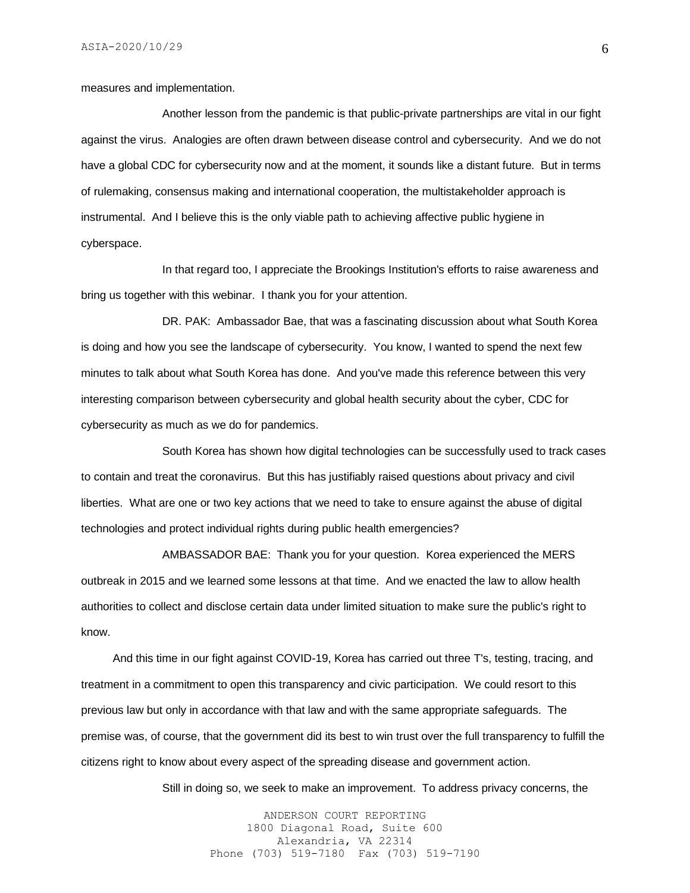measures and implementation.

Another lesson from the pandemic is that public-private partnerships are vital in our fight against the virus. Analogies are often drawn between disease control and cybersecurity. And we do not have a global CDC for cybersecurity now and at the moment, it sounds like a distant future. But in terms of rulemaking, consensus making and international cooperation, the multistakeholder approach is instrumental. And I believe this is the only viable path to achieving affective public hygiene in cyberspace.

In that regard too, I appreciate the Brookings Institution's efforts to raise awareness and bring us together with this webinar. I thank you for your attention.

DR. PAK: Ambassador Bae, that was a fascinating discussion about what South Korea is doing and how you see the landscape of cybersecurity. You know, I wanted to spend the next few minutes to talk about what South Korea has done. And you've made this reference between this very interesting comparison between cybersecurity and global health security about the cyber, CDC for cybersecurity as much as we do for pandemics.

South Korea has shown how digital technologies can be successfully used to track cases to contain and treat the coronavirus. But this has justifiably raised questions about privacy and civil liberties. What are one or two key actions that we need to take to ensure against the abuse of digital technologies and protect individual rights during public health emergencies?

AMBASSADOR BAE: Thank you for your question. Korea experienced the MERS outbreak in 2015 and we learned some lessons at that time. And we enacted the law to allow health authorities to collect and disclose certain data under limited situation to make sure the public's right to know.

And this time in our fight against COVID-19, Korea has carried out three T's, testing, tracing, and treatment in a commitment to open this transparency and civic participation. We could resort to this previous law but only in accordance with that law and with the same appropriate safeguards. The premise was, of course, that the government did its best to win trust over the full transparency to fulfill the citizens right to know about every aspect of the spreading disease and government action.

Still in doing so, we seek to make an improvement. To address privacy concerns, the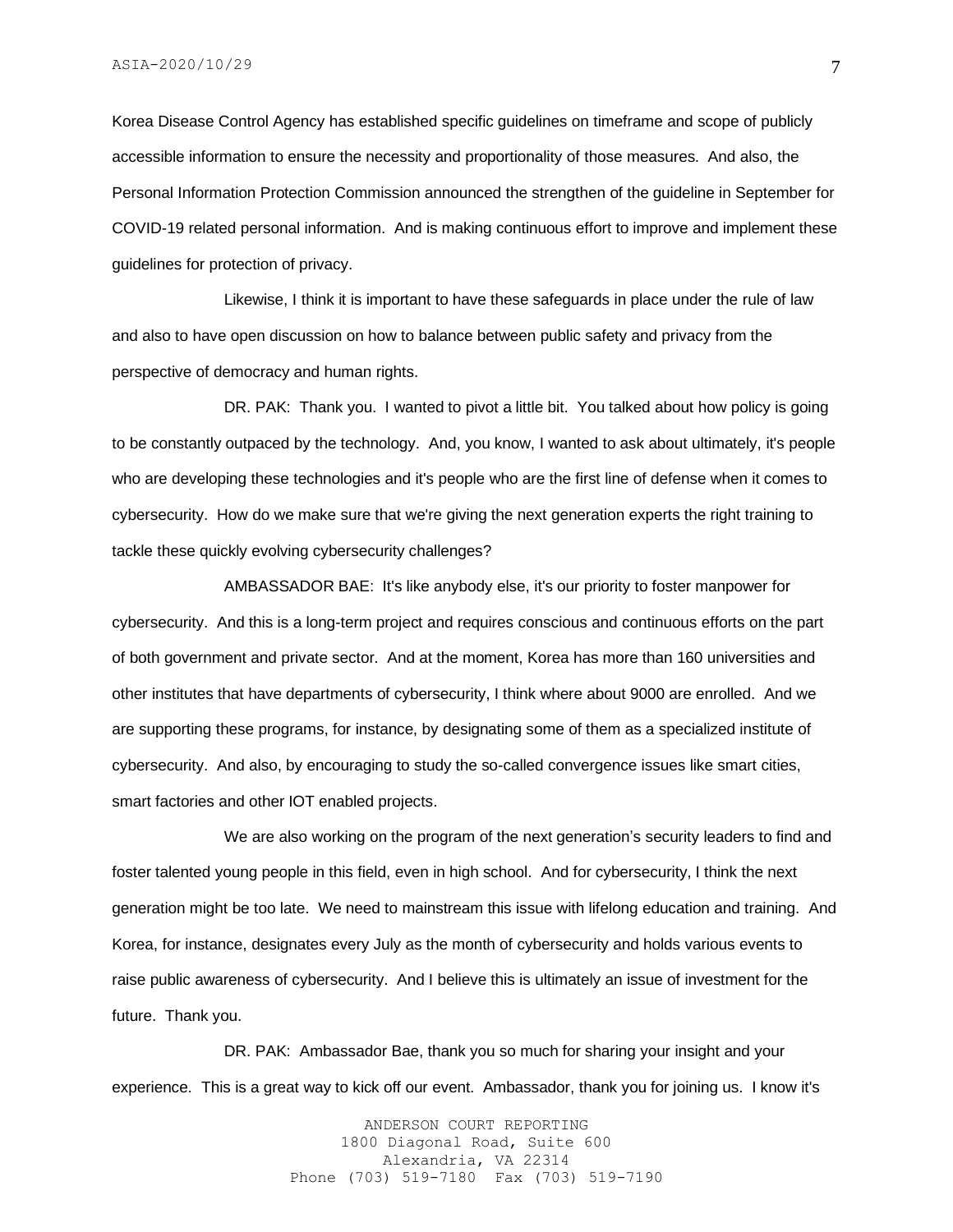Korea Disease Control Agency has established specific guidelines on timeframe and scope of publicly accessible information to ensure the necessity and proportionality of those measures. And also, the Personal Information Protection Commission announced the strengthen of the guideline in September for COVID-19 related personal information. And is making continuous effort to improve and implement these guidelines for protection of privacy.

Likewise, I think it is important to have these safeguards in place under the rule of law and also to have open discussion on how to balance between public safety and privacy from the perspective of democracy and human rights.

DR. PAK: Thank you. I wanted to pivot a little bit. You talked about how policy is going to be constantly outpaced by the technology. And, you know, I wanted to ask about ultimately, it's people who are developing these technologies and it's people who are the first line of defense when it comes to cybersecurity. How do we make sure that we're giving the next generation experts the right training to tackle these quickly evolving cybersecurity challenges?

AMBASSADOR BAE: It's like anybody else, it's our priority to foster manpower for cybersecurity. And this is a long-term project and requires conscious and continuous efforts on the part of both government and private sector. And at the moment, Korea has more than 160 universities and other institutes that have departments of cybersecurity, I think where about 9000 are enrolled. And we are supporting these programs, for instance, by designating some of them as a specialized institute of cybersecurity. And also, by encouraging to study the so-called convergence issues like smart cities, smart factories and other IOT enabled projects.

We are also working on the program of the next generation's security leaders to find and foster talented young people in this field, even in high school. And for cybersecurity, I think the next generation might be too late. We need to mainstream this issue with lifelong education and training. And Korea, for instance, designates every July as the month of cybersecurity and holds various events to raise public awareness of cybersecurity. And I believe this is ultimately an issue of investment for the future. Thank you.

DR. PAK: Ambassador Bae, thank you so much for sharing your insight and your experience. This is a great way to kick off our event. Ambassador, thank you for joining us. I know it's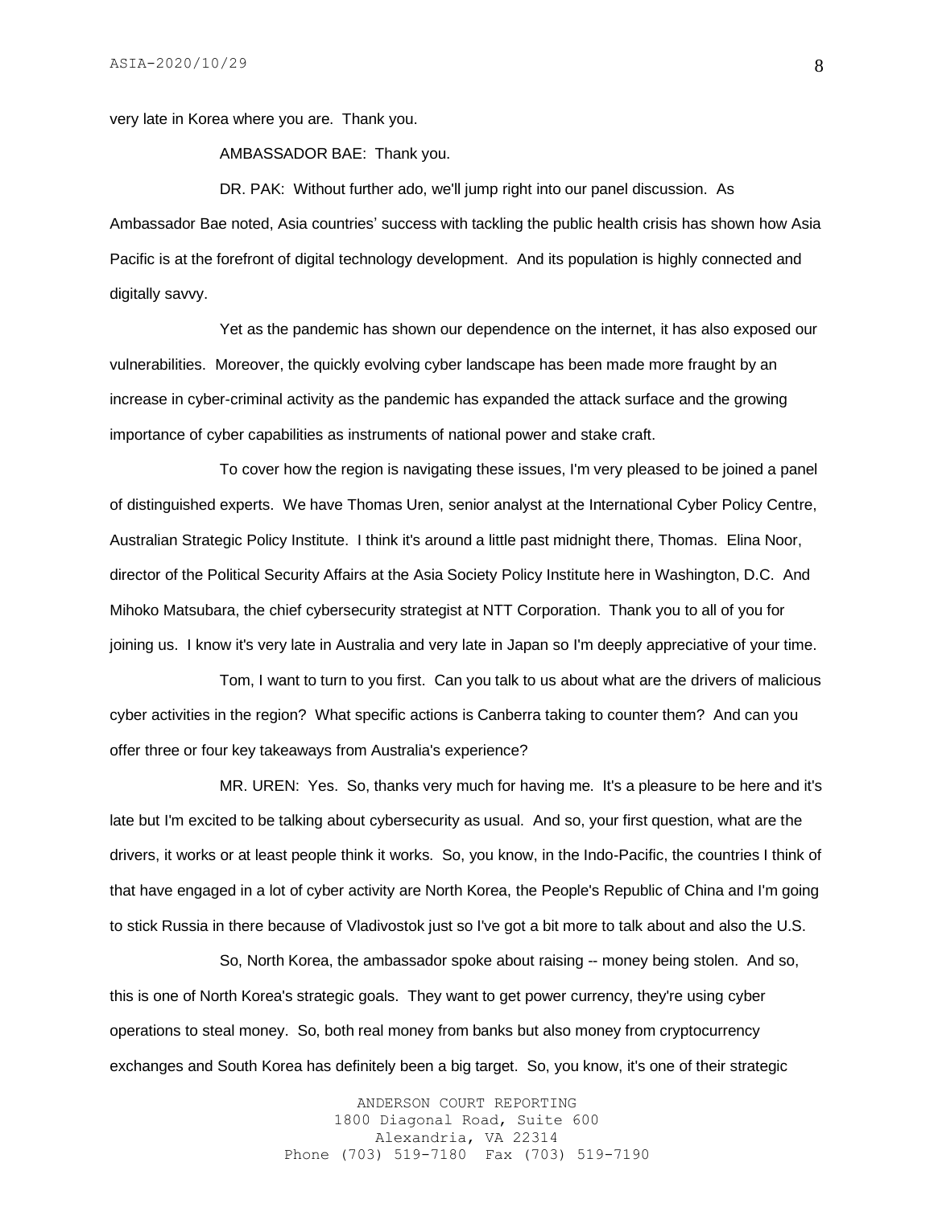very late in Korea where you are. Thank you.

AMBASSADOR BAE: Thank you.

DR. PAK: Without further ado, we'll jump right into our panel discussion. As Ambassador Bae noted, Asia countries' success with tackling the public health crisis has shown how Asia Pacific is at the forefront of digital technology development. And its population is highly connected and digitally savvy.

Yet as the pandemic has shown our dependence on the internet, it has also exposed our vulnerabilities. Moreover, the quickly evolving cyber landscape has been made more fraught by an increase in cyber-criminal activity as the pandemic has expanded the attack surface and the growing importance of cyber capabilities as instruments of national power and stake craft.

To cover how the region is navigating these issues, I'm very pleased to be joined a panel of distinguished experts. We have Thomas Uren, senior analyst at the International Cyber Policy Centre, Australian Strategic Policy Institute. I think it's around a little past midnight there, Thomas. Elina Noor, director of the Political Security Affairs at the Asia Society Policy Institute here in Washington, D.C. And Mihoko Matsubara, the chief cybersecurity strategist at NTT Corporation. Thank you to all of you for joining us. I know it's very late in Australia and very late in Japan so I'm deeply appreciative of your time.

Tom, I want to turn to you first. Can you talk to us about what are the drivers of malicious cyber activities in the region? What specific actions is Canberra taking to counter them? And can you offer three or four key takeaways from Australia's experience?

MR. UREN: Yes. So, thanks very much for having me. It's a pleasure to be here and it's late but I'm excited to be talking about cybersecurity as usual. And so, your first question, what are the drivers, it works or at least people think it works. So, you know, in the Indo-Pacific, the countries I think of that have engaged in a lot of cyber activity are North Korea, the People's Republic of China and I'm going to stick Russia in there because of Vladivostok just so I've got a bit more to talk about and also the U.S.

So, North Korea, the ambassador spoke about raising -- money being stolen. And so, this is one of North Korea's strategic goals. They want to get power currency, they're using cyber operations to steal money. So, both real money from banks but also money from cryptocurrency exchanges and South Korea has definitely been a big target. So, you know, it's one of their strategic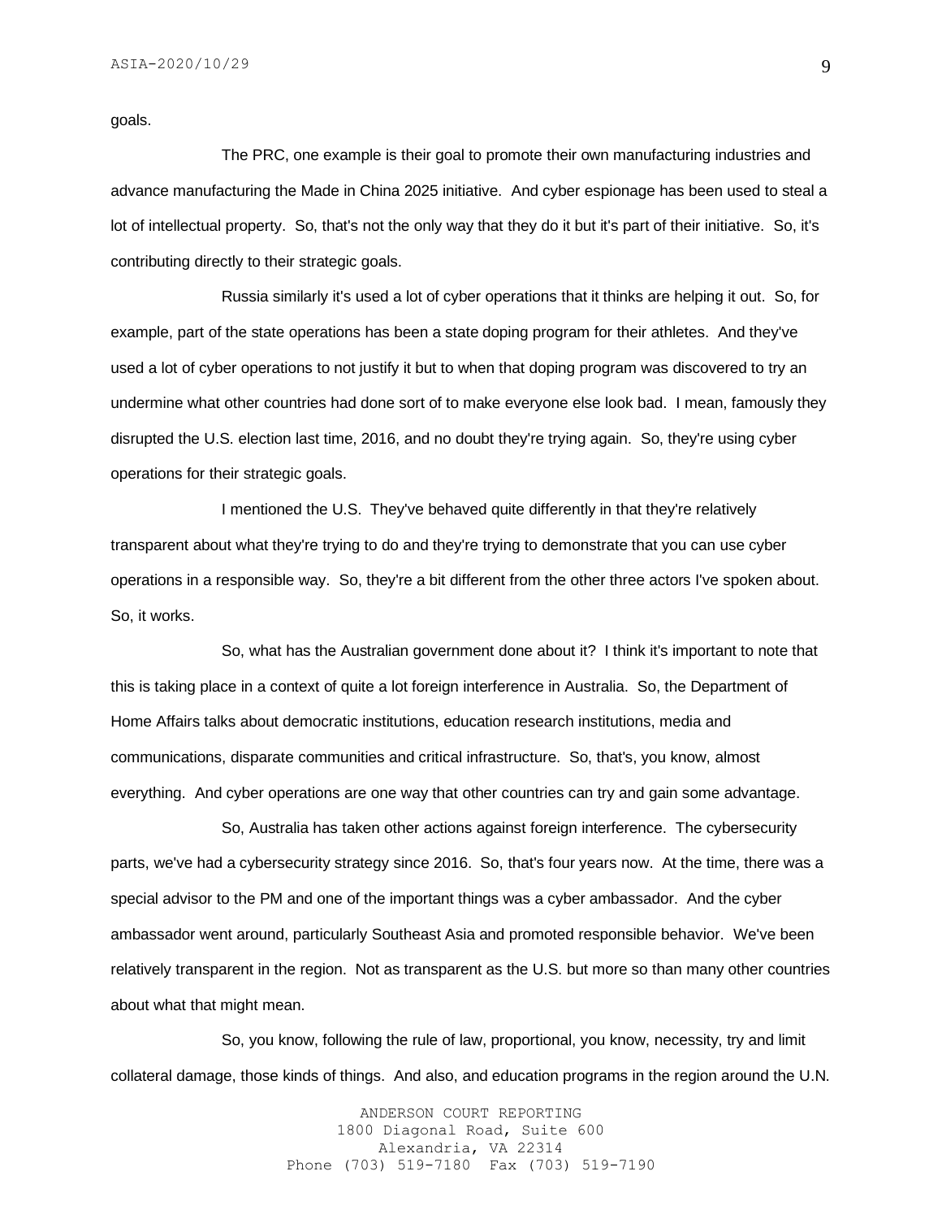goals.

The PRC, one example is their goal to promote their own manufacturing industries and advance manufacturing the Made in China 2025 initiative. And cyber espionage has been used to steal a lot of intellectual property. So, that's not the only way that they do it but it's part of their initiative. So, it's contributing directly to their strategic goals.

Russia similarly it's used a lot of cyber operations that it thinks are helping it out. So, for example, part of the state operations has been a state doping program for their athletes. And they've used a lot of cyber operations to not justify it but to when that doping program was discovered to try an undermine what other countries had done sort of to make everyone else look bad. I mean, famously they disrupted the U.S. election last time, 2016, and no doubt they're trying again. So, they're using cyber operations for their strategic goals.

I mentioned the U.S. They've behaved quite differently in that they're relatively transparent about what they're trying to do and they're trying to demonstrate that you can use cyber operations in a responsible way. So, they're a bit different from the other three actors I've spoken about. So, it works.

So, what has the Australian government done about it? I think it's important to note that this is taking place in a context of quite a lot foreign interference in Australia. So, the Department of Home Affairs talks about democratic institutions, education research institutions, media and communications, disparate communities and critical infrastructure. So, that's, you know, almost everything. And cyber operations are one way that other countries can try and gain some advantage.

So, Australia has taken other actions against foreign interference. The cybersecurity parts, we've had a cybersecurity strategy since 2016. So, that's four years now. At the time, there was a special advisor to the PM and one of the important things was a cyber ambassador. And the cyber ambassador went around, particularly Southeast Asia and promoted responsible behavior. We've been relatively transparent in the region. Not as transparent as the U.S. but more so than many other countries about what that might mean.

So, you know, following the rule of law, proportional, you know, necessity, try and limit collateral damage, those kinds of things. And also, and education programs in the region around the U.N.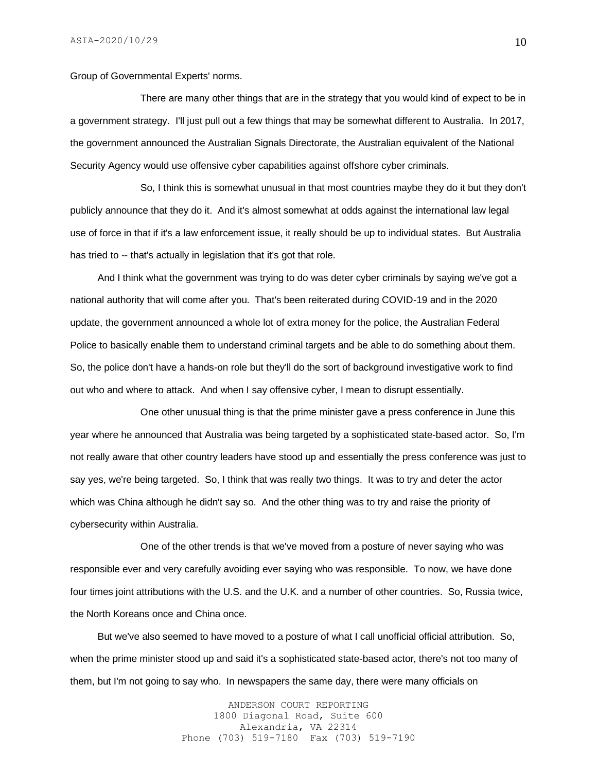Group of Governmental Experts' norms.

There are many other things that are in the strategy that you would kind of expect to be in a government strategy. I'll just pull out a few things that may be somewhat different to Australia. In 2017, the government announced the Australian Signals Directorate, the Australian equivalent of the National Security Agency would use offensive cyber capabilities against offshore cyber criminals.

So, I think this is somewhat unusual in that most countries maybe they do it but they don't publicly announce that they do it. And it's almost somewhat at odds against the international law legal use of force in that if it's a law enforcement issue, it really should be up to individual states. But Australia has tried to -- that's actually in legislation that it's got that role.

And I think what the government was trying to do was deter cyber criminals by saying we've got a national authority that will come after you. That's been reiterated during COVID-19 and in the 2020 update, the government announced a whole lot of extra money for the police, the Australian Federal Police to basically enable them to understand criminal targets and be able to do something about them. So, the police don't have a hands-on role but they'll do the sort of background investigative work to find out who and where to attack. And when I say offensive cyber, I mean to disrupt essentially.

One other unusual thing is that the prime minister gave a press conference in June this year where he announced that Australia was being targeted by a sophisticated state-based actor. So, I'm not really aware that other country leaders have stood up and essentially the press conference was just to say yes, we're being targeted. So, I think that was really two things. It was to try and deter the actor which was China although he didn't say so. And the other thing was to try and raise the priority of cybersecurity within Australia.

One of the other trends is that we've moved from a posture of never saying who was responsible ever and very carefully avoiding ever saying who was responsible. To now, we have done four times joint attributions with the U.S. and the U.K. and a number of other countries. So, Russia twice, the North Koreans once and China once.

But we've also seemed to have moved to a posture of what I call unofficial official attribution. So, when the prime minister stood up and said it's a sophisticated state-based actor, there's not too many of them, but I'm not going to say who. In newspapers the same day, there were many officials on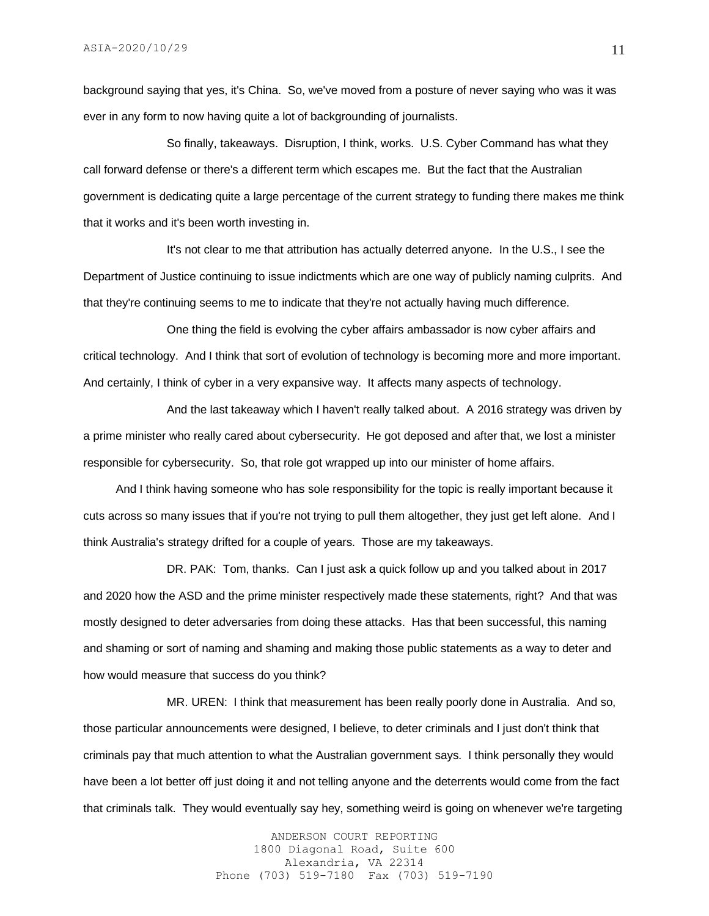background saying that yes, it's China. So, we've moved from a posture of never saying who was it was ever in any form to now having quite a lot of backgrounding of journalists.

So finally, takeaways. Disruption, I think, works. U.S. Cyber Command has what they call forward defense or there's a different term which escapes me. But the fact that the Australian government is dedicating quite a large percentage of the current strategy to funding there makes me think that it works and it's been worth investing in.

It's not clear to me that attribution has actually deterred anyone. In the U.S., I see the Department of Justice continuing to issue indictments which are one way of publicly naming culprits. And that they're continuing seems to me to indicate that they're not actually having much difference.

One thing the field is evolving the cyber affairs ambassador is now cyber affairs and critical technology. And I think that sort of evolution of technology is becoming more and more important. And certainly, I think of cyber in a very expansive way. It affects many aspects of technology.

And the last takeaway which I haven't really talked about. A 2016 strategy was driven by a prime minister who really cared about cybersecurity. He got deposed and after that, we lost a minister responsible for cybersecurity. So, that role got wrapped up into our minister of home affairs.

And I think having someone who has sole responsibility for the topic is really important because it cuts across so many issues that if you're not trying to pull them altogether, they just get left alone. And I think Australia's strategy drifted for a couple of years. Those are my takeaways.

DR. PAK: Tom, thanks. Can I just ask a quick follow up and you talked about in 2017 and 2020 how the ASD and the prime minister respectively made these statements, right? And that was mostly designed to deter adversaries from doing these attacks. Has that been successful, this naming and shaming or sort of naming and shaming and making those public statements as a way to deter and how would measure that success do you think?

MR. UREN: I think that measurement has been really poorly done in Australia. And so, those particular announcements were designed, I believe, to deter criminals and I just don't think that criminals pay that much attention to what the Australian government says. I think personally they would have been a lot better off just doing it and not telling anyone and the deterrents would come from the fact that criminals talk. They would eventually say hey, something weird is going on whenever we're targeting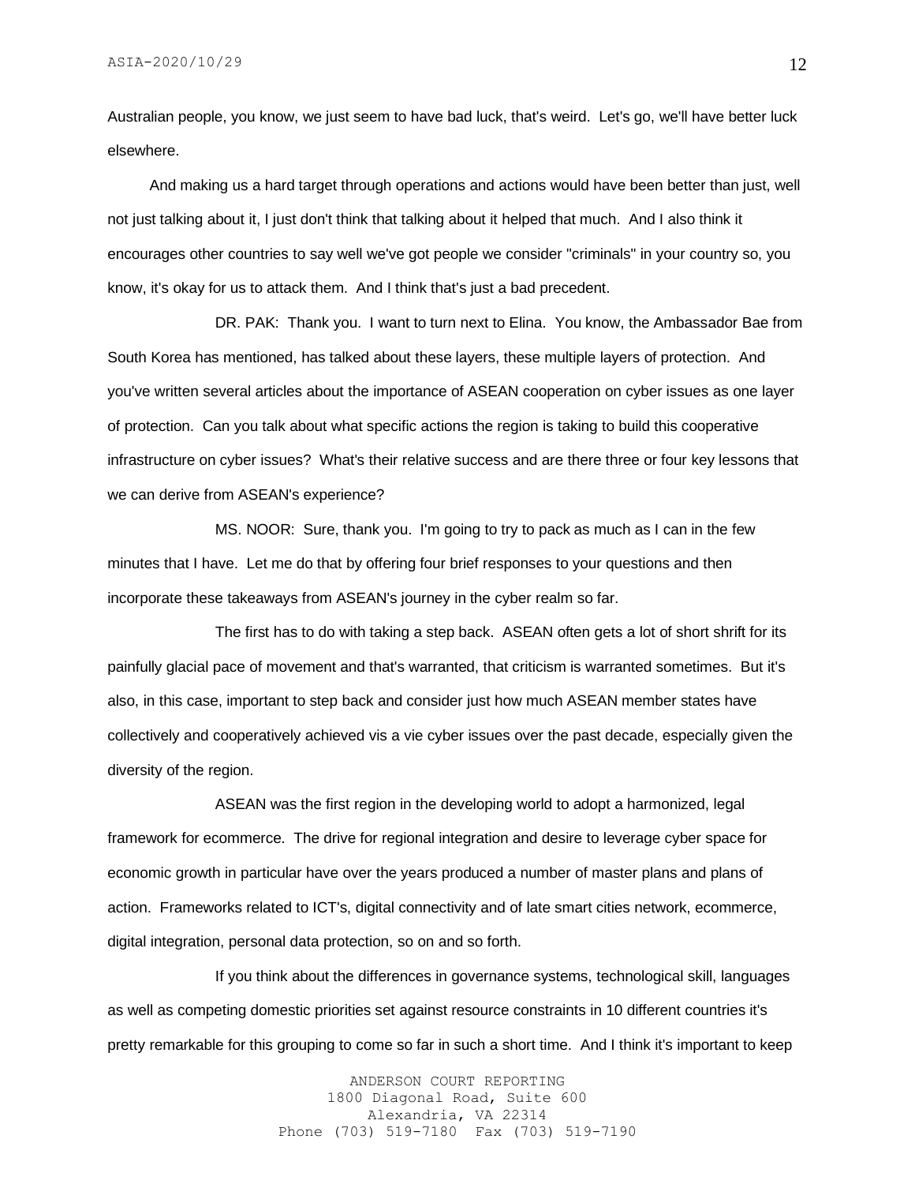Australian people, you know, we just seem to have bad luck, that's weird. Let's go, we'll have better luck elsewhere.

And making us a hard target through operations and actions would have been better than just, well not just talking about it, I just don't think that talking about it helped that much. And I also think it encourages other countries to say well we've got people we consider "criminals" in your country so, you know, it's okay for us to attack them. And I think that's just a bad precedent.

DR. PAK: Thank you. I want to turn next to Elina. You know, the Ambassador Bae from South Korea has mentioned, has talked about these layers, these multiple layers of protection. And you've written several articles about the importance of ASEAN cooperation on cyber issues as one layer of protection. Can you talk about what specific actions the region is taking to build this cooperative infrastructure on cyber issues? What's their relative success and are there three or four key lessons that we can derive from ASEAN's experience?

MS. NOOR: Sure, thank you. I'm going to try to pack as much as I can in the few minutes that I have. Let me do that by offering four brief responses to your questions and then incorporate these takeaways from ASEAN's journey in the cyber realm so far.

The first has to do with taking a step back. ASEAN often gets a lot of short shrift for its painfully glacial pace of movement and that's warranted, that criticism is warranted sometimes. But it's also, in this case, important to step back and consider just how much ASEAN member states have collectively and cooperatively achieved vis a vie cyber issues over the past decade, especially given the diversity of the region.

ASEAN was the first region in the developing world to adopt a harmonized, legal framework for ecommerce. The drive for regional integration and desire to leverage cyber space for economic growth in particular have over the years produced a number of master plans and plans of action. Frameworks related to ICT's, digital connectivity and of late smart cities network, ecommerce, digital integration, personal data protection, so on and so forth.

If you think about the differences in governance systems, technological skill, languages as well as competing domestic priorities set against resource constraints in 10 different countries it's pretty remarkable for this grouping to come so far in such a short time. And I think it's important to keep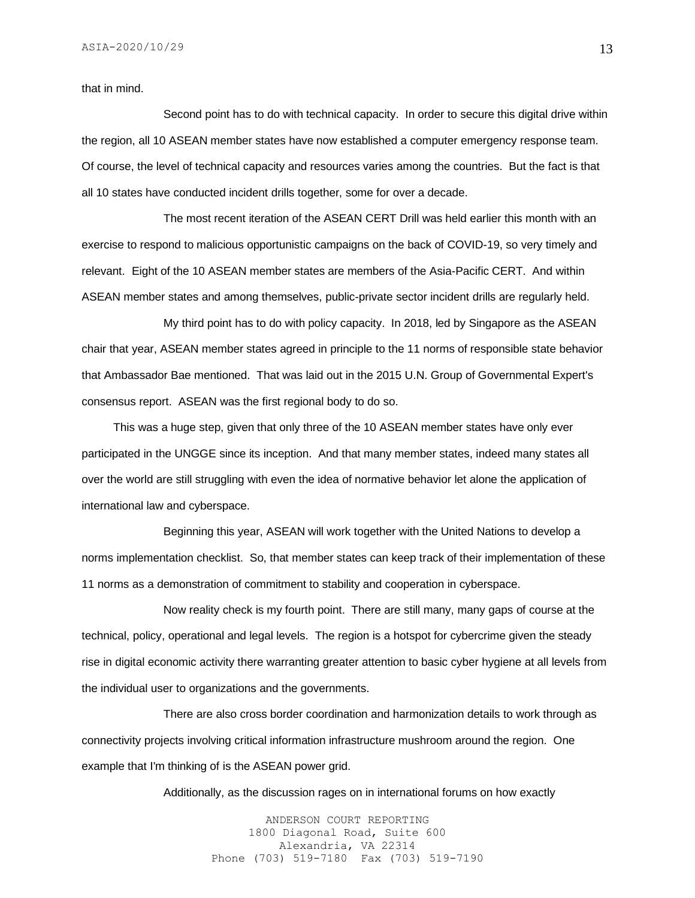that in mind.

Second point has to do with technical capacity. In order to secure this digital drive within the region, all 10 ASEAN member states have now established a computer emergency response team. Of course, the level of technical capacity and resources varies among the countries. But the fact is that all 10 states have conducted incident drills together, some for over a decade.

The most recent iteration of the ASEAN CERT Drill was held earlier this month with an exercise to respond to malicious opportunistic campaigns on the back of COVID-19, so very timely and relevant. Eight of the 10 ASEAN member states are members of the Asia-Pacific CERT. And within ASEAN member states and among themselves, public-private sector incident drills are regularly held.

My third point has to do with policy capacity. In 2018, led by Singapore as the ASEAN chair that year, ASEAN member states agreed in principle to the 11 norms of responsible state behavior that Ambassador Bae mentioned. That was laid out in the 2015 U.N. Group of Governmental Expert's consensus report. ASEAN was the first regional body to do so.

This was a huge step, given that only three of the 10 ASEAN member states have only ever participated in the UNGGE since its inception. And that many member states, indeed many states all over the world are still struggling with even the idea of normative behavior let alone the application of international law and cyberspace.

Beginning this year, ASEAN will work together with the United Nations to develop a norms implementation checklist. So, that member states can keep track of their implementation of these 11 norms as a demonstration of commitment to stability and cooperation in cyberspace.

Now reality check is my fourth point. There are still many, many gaps of course at the technical, policy, operational and legal levels. The region is a hotspot for cybercrime given the steady rise in digital economic activity there warranting greater attention to basic cyber hygiene at all levels from the individual user to organizations and the governments.

There are also cross border coordination and harmonization details to work through as connectivity projects involving critical information infrastructure mushroom around the region. One example that I'm thinking of is the ASEAN power grid.

Additionally, as the discussion rages on in international forums on how exactly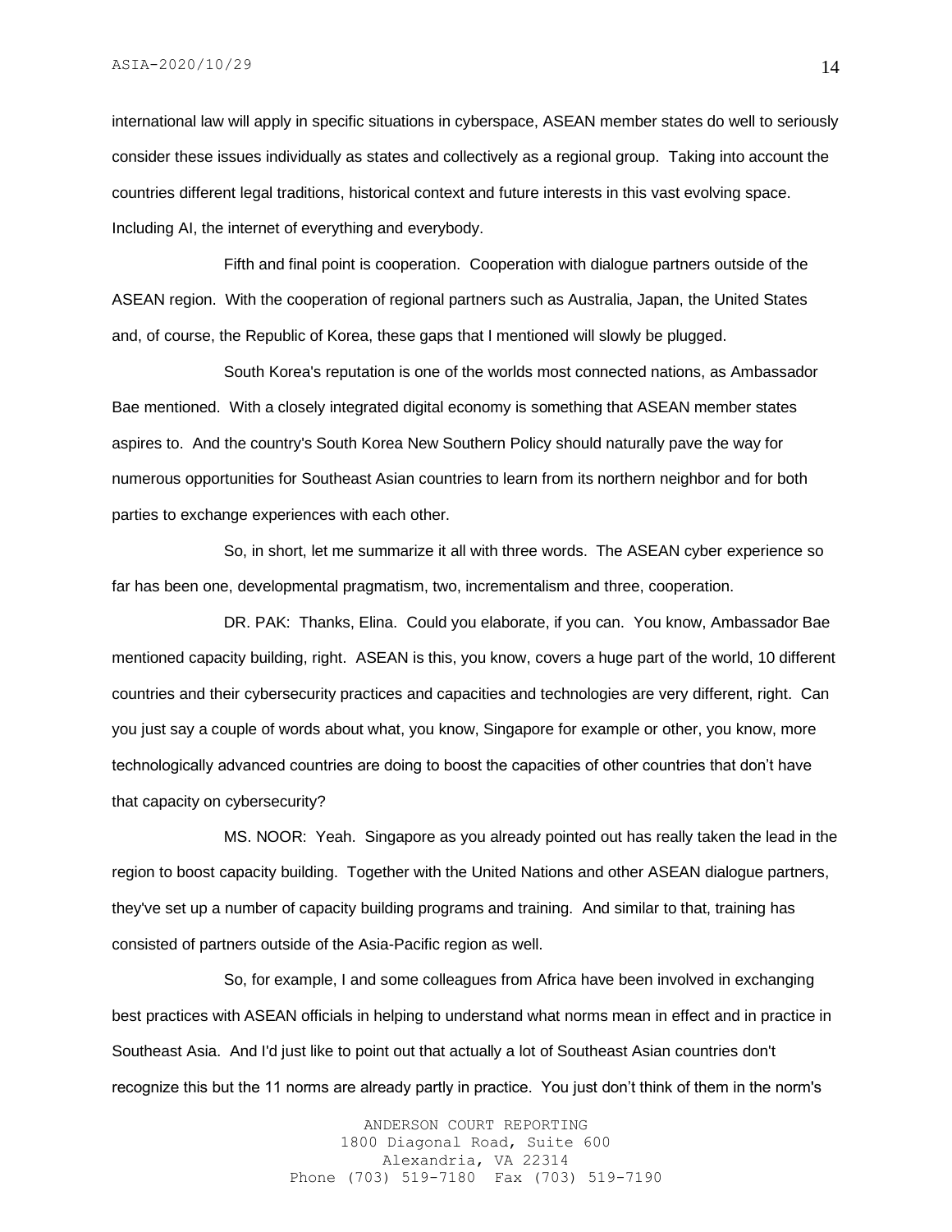international law will apply in specific situations in cyberspace, ASEAN member states do well to seriously consider these issues individually as states and collectively as a regional group. Taking into account the countries different legal traditions, historical context and future interests in this vast evolving space. Including AI, the internet of everything and everybody.

Fifth and final point is cooperation. Cooperation with dialogue partners outside of the ASEAN region. With the cooperation of regional partners such as Australia, Japan, the United States and, of course, the Republic of Korea, these gaps that I mentioned will slowly be plugged.

South Korea's reputation is one of the worlds most connected nations, as Ambassador Bae mentioned. With a closely integrated digital economy is something that ASEAN member states aspires to. And the country's South Korea New Southern Policy should naturally pave the way for numerous opportunities for Southeast Asian countries to learn from its northern neighbor and for both parties to exchange experiences with each other.

So, in short, let me summarize it all with three words. The ASEAN cyber experience so far has been one, developmental pragmatism, two, incrementalism and three, cooperation.

DR. PAK: Thanks, Elina. Could you elaborate, if you can. You know, Ambassador Bae mentioned capacity building, right. ASEAN is this, you know, covers a huge part of the world, 10 different countries and their cybersecurity practices and capacities and technologies are very different, right. Can you just say a couple of words about what, you know, Singapore for example or other, you know, more technologically advanced countries are doing to boost the capacities of other countries that don't have that capacity on cybersecurity?

MS. NOOR: Yeah. Singapore as you already pointed out has really taken the lead in the region to boost capacity building. Together with the United Nations and other ASEAN dialogue partners, they've set up a number of capacity building programs and training. And similar to that, training has consisted of partners outside of the Asia-Pacific region as well.

So, for example, I and some colleagues from Africa have been involved in exchanging best practices with ASEAN officials in helping to understand what norms mean in effect and in practice in Southeast Asia. And I'd just like to point out that actually a lot of Southeast Asian countries don't recognize this but the 11 norms are already partly in practice. You just don't think of them in the norm's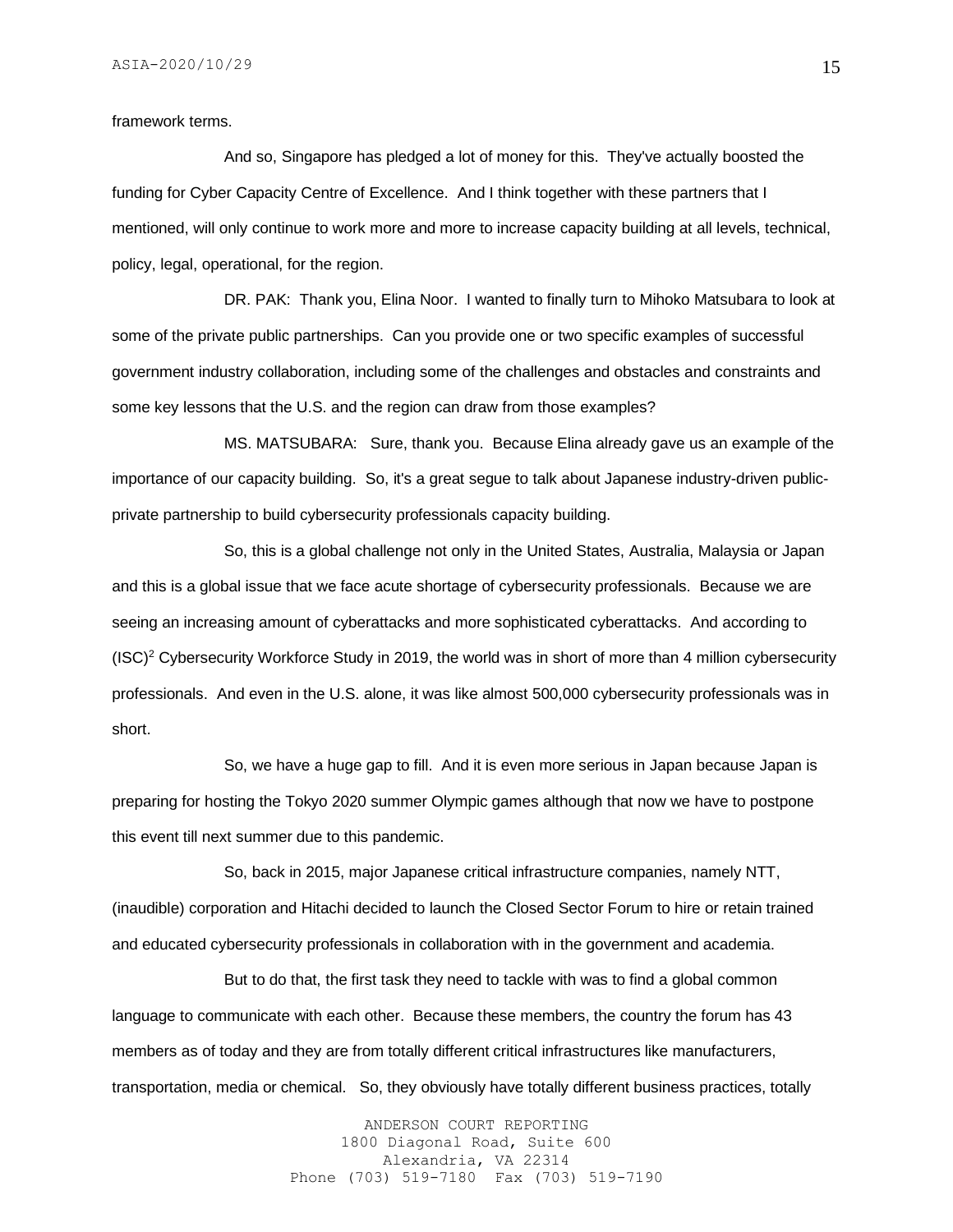framework terms.

And so, Singapore has pledged a lot of money for this. They've actually boosted the funding for Cyber Capacity Centre of Excellence. And I think together with these partners that I mentioned, will only continue to work more and more to increase capacity building at all levels, technical, policy, legal, operational, for the region.

DR. PAK: Thank you, Elina Noor. I wanted to finally turn to Mihoko Matsubara to look at some of the private public partnerships. Can you provide one or two specific examples of successful government industry collaboration, including some of the challenges and obstacles and constraints and some key lessons that the U.S. and the region can draw from those examples?

MS. MATSUBARA: Sure, thank you. Because Elina already gave us an example of the importance of our capacity building. So, it's a great segue to talk about Japanese industry-driven public-private partnership to build cybersecurity professionals capacity building.

So, this is a global challenge not only in the United States, Australia, Malaysia or Japan and this is a global issue that we face acute shortage of cybersecurity professionals. Because we are seeing an increasing amount of cyberattacks and more sophisticated cyberattacks. And according to $(ISC)^2$ Cybersecurity Workforce Study in 2019, the world was in short of more than 4 million cybersecurity professionals. And even in the U.S. alone, it was like almost 500,000 cybersecurity professionals was in short.

So, we have a huge gap to fill. And it is even more serious in Japan because Japan is preparing for hosting the Tokyo 2020 summer Olympic games although that now we have to postpone this event till next summer due to this pandemic.

So, back in 2015, major Japanese critical infrastructure companies, namely NTT, (inaudible) corporation and Hitachi decided to launch the Closed Sector Forum to hire or retain trained and educated cybersecurity professionals in collaboration with in the government and academia.

But to do that, the first task they need to tackle with was to find a global common language to communicate with each other. Because these members, the country the forum has 43 members as of today and they are from totally different critical infrastructures like manufacturers, transportation, media or chemical. So, they obviously have totally different business practices, totally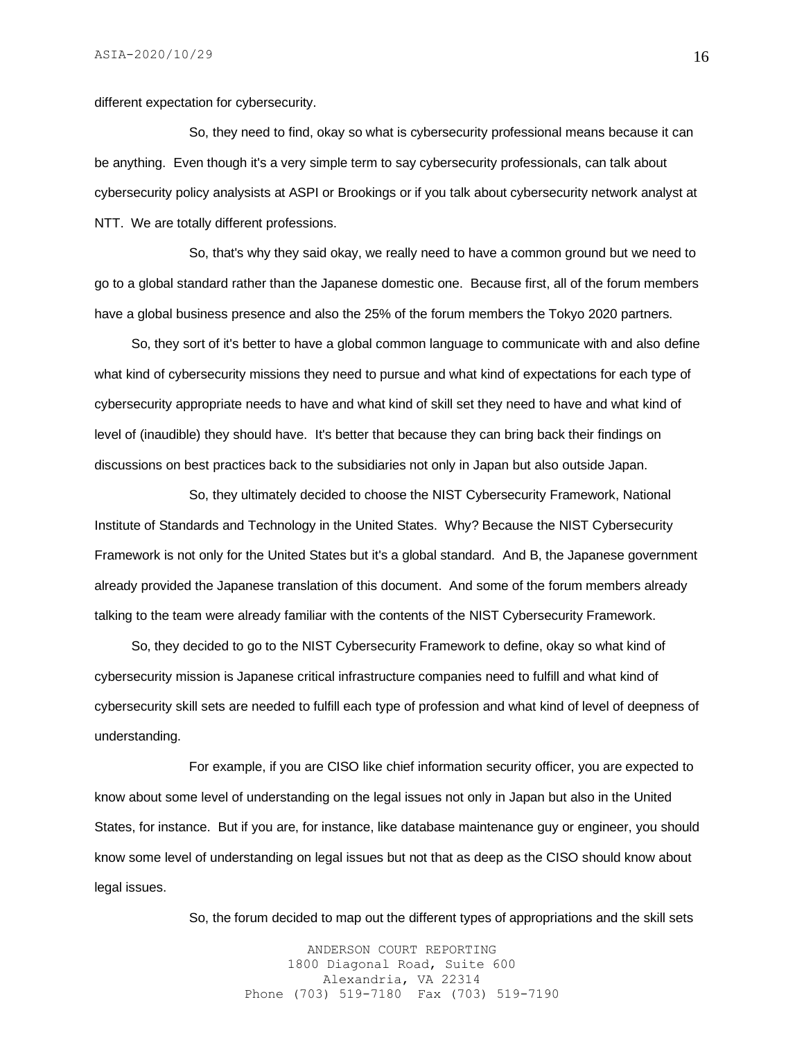different expectation for cybersecurity.

So, they need to find, okay so what is cybersecurity professional means because it can be anything. Even though it's a very simple term to say cybersecurity professionals, can talk about cybersecurity policy analysists at ASPI or Brookings or if you talk about cybersecurity network analyst at NTT. We are totally different professions.

So, that's why they said okay, we really need to have a common ground but we need to go to a global standard rather than the Japanese domestic one. Because first, all of the forum members have a global business presence and also the 25% of the forum members the Tokyo 2020 partners.

So, they sort of it's better to have a global common language to communicate with and also define what kind of cybersecurity missions they need to pursue and what kind of expectations for each type of cybersecurity appropriate needs to have and what kind of skill set they need to have and what kind of level of (inaudible) they should have. It's better that because they can bring back their findings on discussions on best practices back to the subsidiaries not only in Japan but also outside Japan.

So, they ultimately decided to choose the NIST Cybersecurity Framework, National Institute of Standards and Technology in the United States. Why? Because the NIST Cybersecurity Framework is not only for the United States but it's a global standard. And B, the Japanese government already provided the Japanese translation of this document. And some of the forum members already talking to the team were already familiar with the contents of the NIST Cybersecurity Framework.

So, they decided to go to the NIST Cybersecurity Framework to define, okay so what kind of cybersecurity mission is Japanese critical infrastructure companies need to fulfill and what kind of cybersecurity skill sets are needed to fulfill each type of profession and what kind of level of deepness of understanding.

For example, if you are CISO like chief information security officer, you are expected to know about some level of understanding on the legal issues not only in Japan but also in the United States, for instance. But if you are, for instance, like database maintenance guy or engineer, you should know some level of understanding on legal issues but not that as deep as the CISO should know about legal issues.

So, the forum decided to map out the different types of appropriations and the skill sets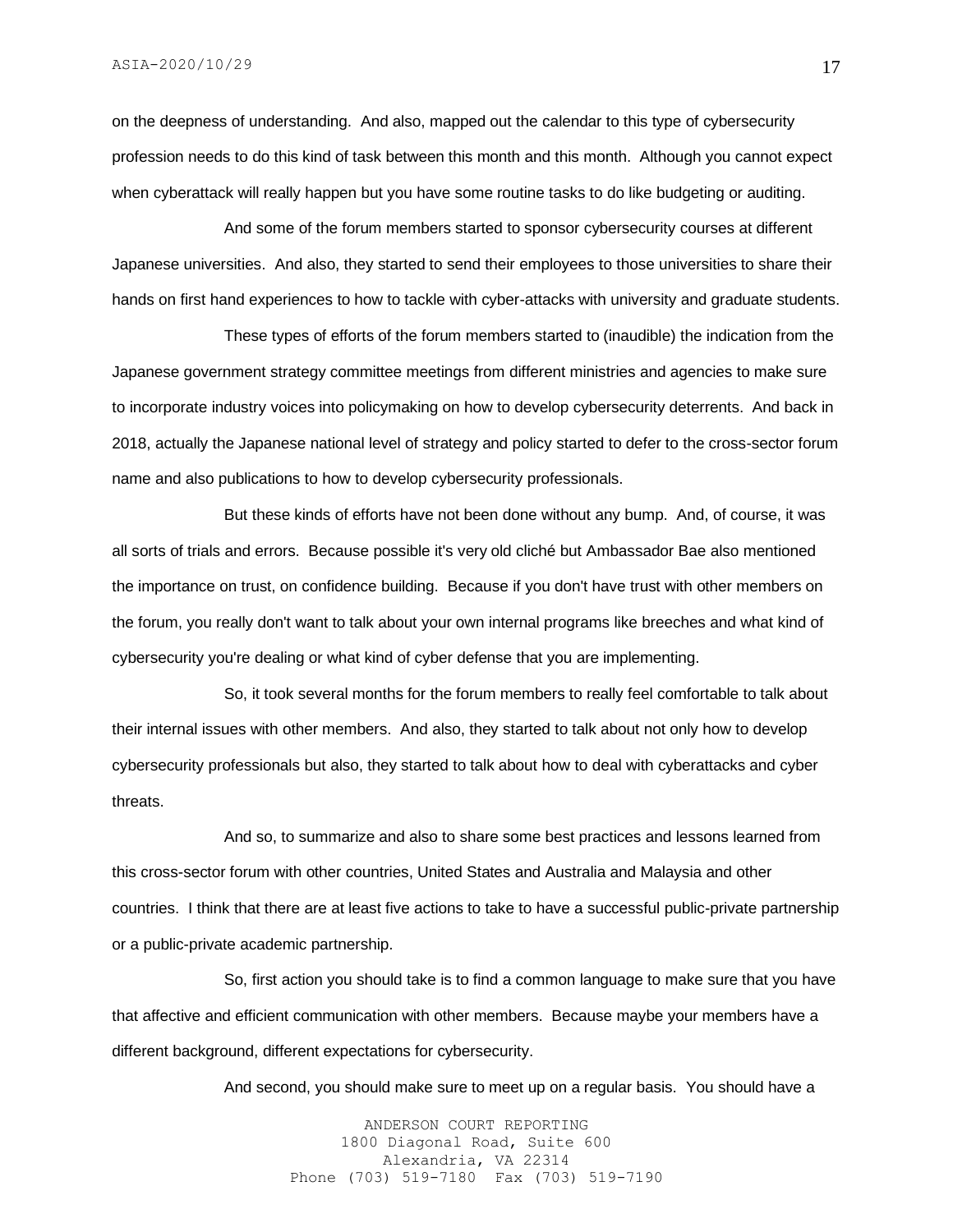on the deepness of understanding. And also, mapped out the calendar to this type of cybersecurity profession needs to do this kind of task between this month and this month. Although you cannot expect when cyberattack will really happen but you have some routine tasks to do like budgeting or auditing.

And some of the forum members started to sponsor cybersecurity courses at different Japanese universities. And also, they started to send their employees to those universities to share their hands on first hand experiences to how to tackle with cyber-attacks with university and graduate students.

These types of efforts of the forum members started to (inaudible) the indication from the Japanese government strategy committee meetings from different ministries and agencies to make sure to incorporate industry voices into policymaking on how to develop cybersecurity deterrents. And back in 2018, actually the Japanese national level of strategy and policy started to defer to the cross-sector forum name and also publications to how to develop cybersecurity professionals.

But these kinds of efforts have not been done without any bump. And, of course, it was all sorts of trials and errors. Because possible it's very old cliché but Ambassador Bae also mentioned the importance on trust, on confidence building. Because if you don't have trust with other members on the forum, you really don't want to talk about your own internal programs like breeches and what kind of cybersecurity you're dealing or what kind of cyber defense that you are implementing.

So, it took several months for the forum members to really feel comfortable to talk about their internal issues with other members. And also, they started to talk about not only how to develop cybersecurity professionals but also, they started to talk about how to deal with cyberattacks and cyber threats.

And so, to summarize and also to share some best practices and lessons learned from this cross-sector forum with other countries, United States and Australia and Malaysia and other countries. I think that there are at least five actions to take to have a successful public-private partnership or a public-private academic partnership.

So, first action you should take is to find a common language to make sure that you have that affective and efficient communication with other members. Because maybe your members have a different background, different expectations for cybersecurity.

And second, you should make sure to meet up on a regular basis. You should have a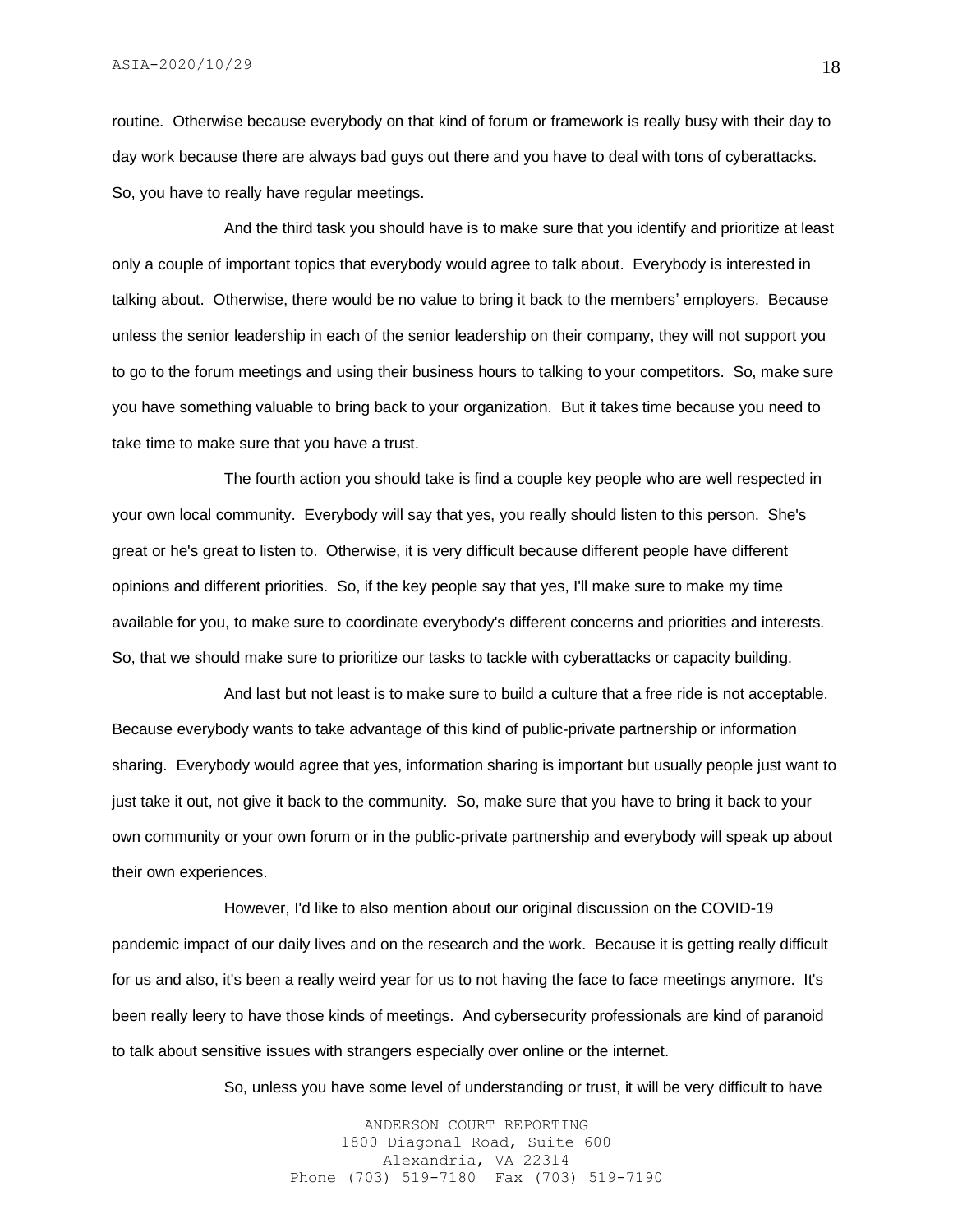routine. Otherwise because everybody on that kind of forum or framework is really busy with their day to day work because there are always bad guys out there and you have to deal with tons of cyberattacks. So, you have to really have regular meetings.

And the third task you should have is to make sure that you identify and prioritize at least only a couple of important topics that everybody would agree to talk about. Everybody is interested in talking about. Otherwise, there would be no value to bring it back to the members' employers. Because unless the senior leadership in each of the senior leadership on their company, they will not support you to go to the forum meetings and using their business hours to talking to your competitors. So, make sure you have something valuable to bring back to your organization. But it takes time because you need to take time to make sure that you have a trust.

The fourth action you should take is find a couple key people who are well respected in your own local community. Everybody will say that yes, you really should listen to this person. She's great or he's great to listen to. Otherwise, it is very difficult because different people have different opinions and different priorities. So, if the key people say that yes, I'll make sure to make my time available for you, to make sure to coordinate everybody's different concerns and priorities and interests. So, that we should make sure to prioritize our tasks to tackle with cyberattacks or capacity building.

And last but not least is to make sure to build a culture that a free ride is not acceptable. Because everybody wants to take advantage of this kind of public-private partnership or information sharing. Everybody would agree that yes, information sharing is important but usually people just want to just take it out, not give it back to the community. So, make sure that you have to bring it back to your own community or your own forum or in the public-private partnership and everybody will speak up about their own experiences.

However, I'd like to also mention about our original discussion on the COVID-19 pandemic impact of our daily lives and on the research and the work. Because it is getting really difficult for us and also, it's been a really weird year for us to not having the face to face meetings anymore. It's been really leery to have those kinds of meetings. And cybersecurity professionals are kind of paranoid to talk about sensitive issues with strangers especially over online or the internet.

So, unless you have some level of understanding or trust, it will be very difficult to have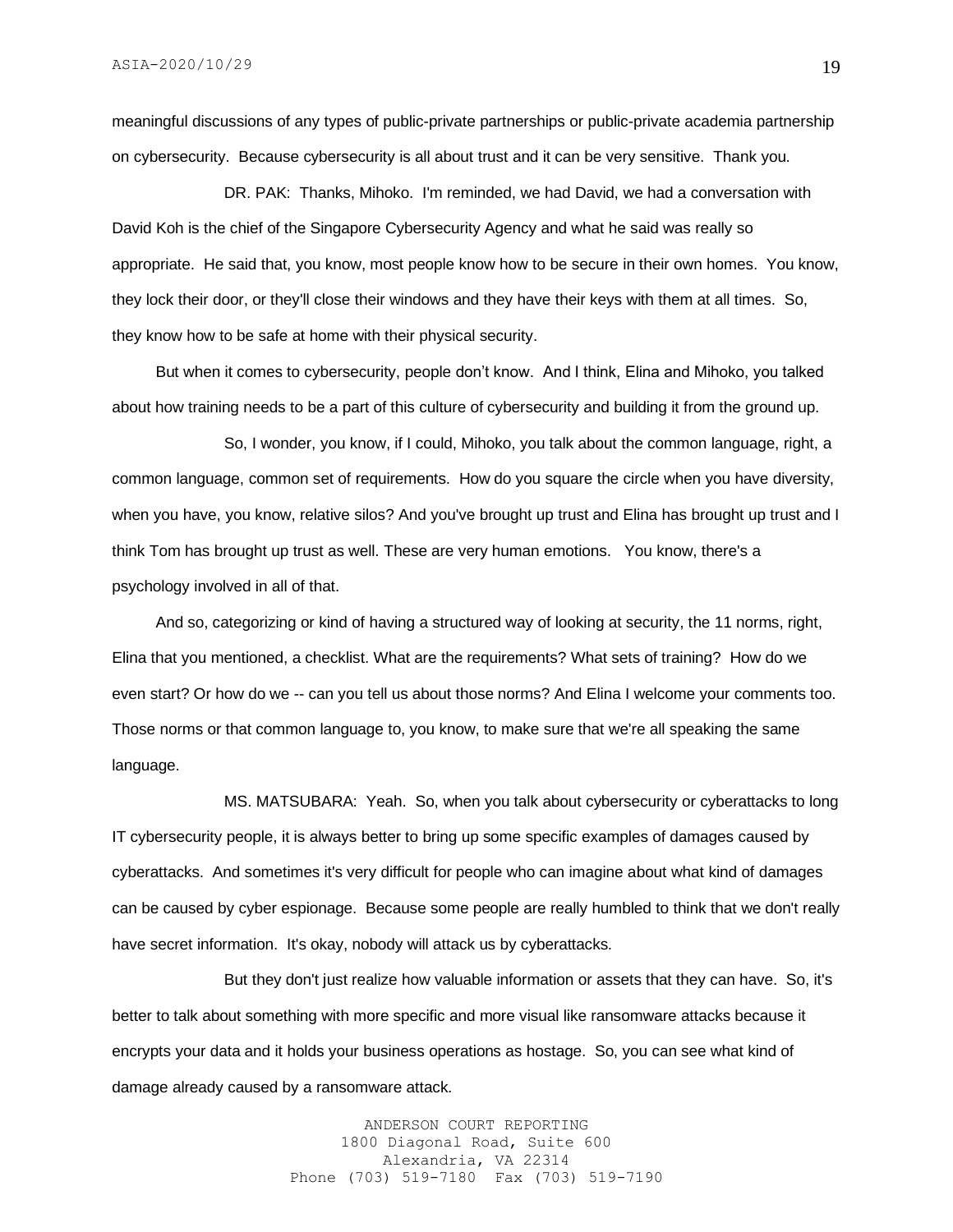meaningful discussions of any types of public-private partnerships or public-private academia partnership on cybersecurity. Because cybersecurity is all about trust and it can be very sensitive. Thank you.

DR. PAK: Thanks, Mihoko. I'm reminded, we had David, we had a conversation with David Koh is the chief of the Singapore Cybersecurity Agency and what he said was really so appropriate. He said that, you know, most people know how to be secure in their own homes. You know, they lock their door, or they'll close their windows and they have their keys with them at all times. So, they know how to be safe at home with their physical security.

But when it comes to cybersecurity, people don't know. And I think, Elina and Mihoko, you talked about how training needs to be a part of this culture of cybersecurity and building it from the ground up.

So, I wonder, you know, if I could, Mihoko, you talk about the common language, right, a common language, common set of requirements. How do you square the circle when you have diversity, when you have, you know, relative silos? And you've brought up trust and Elina has brought up trust and I think Tom has brought up trust as well. These are very human emotions. You know, there's a psychology involved in all of that.

And so, categorizing or kind of having a structured way of looking at security, the 11 norms, right, Elina that you mentioned, a checklist. What are the requirements? What sets of training? How do we even start? Or how do we -- can you tell us about those norms? And Elina I welcome your comments too. Those norms or that common language to, you know, to make sure that we're all speaking the same language.

MS. MATSUBARA: Yeah. So, when you talk about cybersecurity or cyberattacks to long IT cybersecurity people, it is always better to bring up some specific examples of damages caused by cyberattacks. And sometimes it's very difficult for people who can imagine about what kind of damages can be caused by cyber espionage. Because some people are really humbled to think that we don't really have secret information. It's okay, nobody will attack us by cyberattacks.

But they don't just realize how valuable information or assets that they can have. So, it's better to talk about something with more specific and more visual like ransomware attacks because it encrypts your data and it holds your business operations as hostage. So, you can see what kind of damage already caused by a ransomware attack.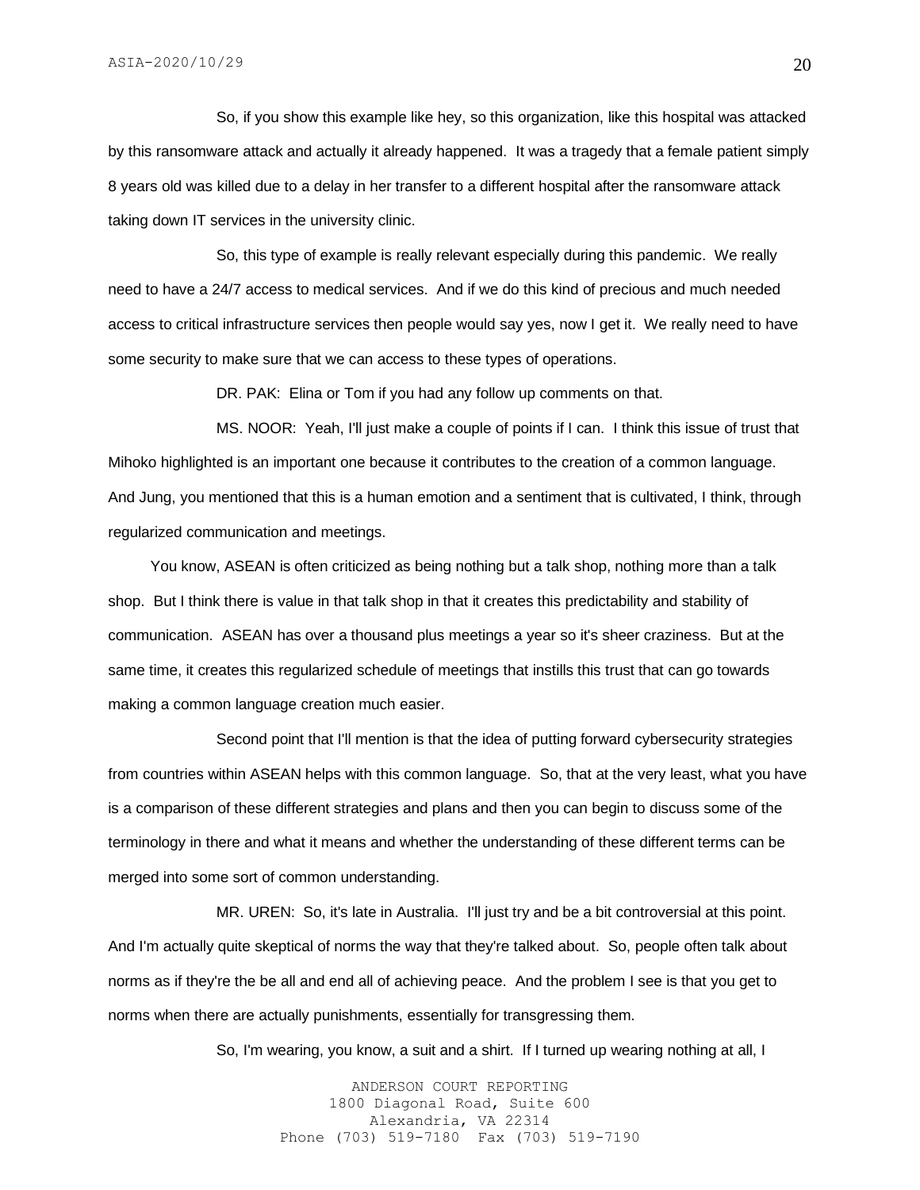So, if you show this example like hey, so this organization, like this hospital was attacked by this ransomware attack and actually it already happened. It was a tragedy that a female patient simply 8 years old was killed due to a delay in her transfer to a different hospital after the ransomware attack taking down IT services in the university clinic.

So, this type of example is really relevant especially during this pandemic. We really need to have a 24/7 access to medical services. And if we do this kind of precious and much needed access to critical infrastructure services then people would say yes, now I get it. We really need to have some security to make sure that we can access to these types of operations.

DR. PAK: Elina or Tom if you had any follow up comments on that.

MS. NOOR: Yeah, I'll just make a couple of points if I can. I think this issue of trust that Mihoko highlighted is an important one because it contributes to the creation of a common language. And Jung, you mentioned that this is a human emotion and a sentiment that is cultivated, I think, through regularized communication and meetings.

You know, ASEAN is often criticized as being nothing but a talk shop, nothing more than a talk shop. But I think there is value in that talk shop in that it creates this predictability and stability of communication. ASEAN has over a thousand plus meetings a year so it's sheer craziness. But at the same time, it creates this regularized schedule of meetings that instills this trust that can go towards making a common language creation much easier.

Second point that I'll mention is that the idea of putting forward cybersecurity strategies from countries within ASEAN helps with this common language. So, that at the very least, what you have is a comparison of these different strategies and plans and then you can begin to discuss some of the terminology in there and what it means and whether the understanding of these different terms can be merged into some sort of common understanding.

MR. UREN: So, it's late in Australia. I'll just try and be a bit controversial at this point. And I'm actually quite skeptical of norms the way that they're talked about. So, people often talk about norms as if they're the be all and end all of achieving peace. And the problem I see is that you get to norms when there are actually punishments, essentially for transgressing them.

So, I'm wearing, you know, a suit and a shirt. If I turned up wearing nothing at all, I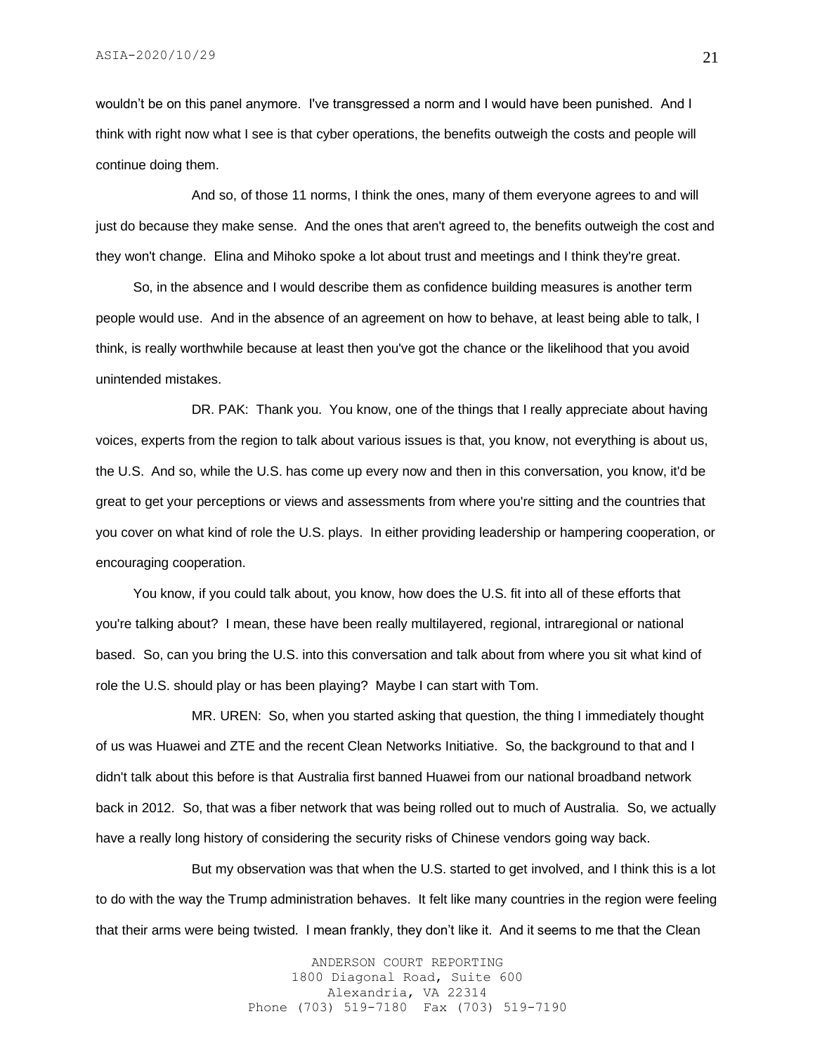wouldn't be on this panel anymore. I've transgressed a norm and I would have been punished. And I think with right now what I see is that cyber operations, the benefits outweigh the costs and people will continue doing them.

And so, of those 11 norms, I think the ones, many of them everyone agrees to and will just do because they make sense. And the ones that aren't agreed to, the benefits outweigh the cost and they won't change. Elina and Mihoko spoke a lot about trust and meetings and I think they're great.

So, in the absence and I would describe them as confidence building measures is another term people would use. And in the absence of an agreement on how to behave, at least being able to talk, I think, is really worthwhile because at least then you've got the chance or the likelihood that you avoid unintended mistakes.

DR. PAK: Thank you. You know, one of the things that I really appreciate about having voices, experts from the region to talk about various issues is that, you know, not everything is about us, the U.S. And so, while the U.S. has come up every now and then in this conversation, you know, it'd be great to get your perceptions or views and assessments from where you're sitting and the countries that you cover on what kind of role the U.S. plays. In either providing leadership or hampering cooperation, or encouraging cooperation.

You know, if you could talk about, you know, how does the U.S. fit into all of these efforts that you're talking about? I mean, these have been really multilayered, regional, intraregional or national based. So, can you bring the U.S. into this conversation and talk about from where you sit what kind of role the U.S. should play or has been playing? Maybe I can start with Tom.

MR. UREN: So, when you started asking that question, the thing I immediately thought of us was Huawei and ZTE and the recent Clean Networks Initiative. So, the background to that and I didn't talk about this before is that Australia first banned Huawei from our national broadband network back in 2012. So, that was a fiber network that was being rolled out to much of Australia. So, we actually have a really long history of considering the security risks of Chinese vendors going way back.

But my observation was that when the U.S. started to get involved, and I think this is a lot to do with the way the Trump administration behaves. It felt like many countries in the region were feeling that their arms were being twisted. I mean frankly, they don't like it. And it seems to me that the Clean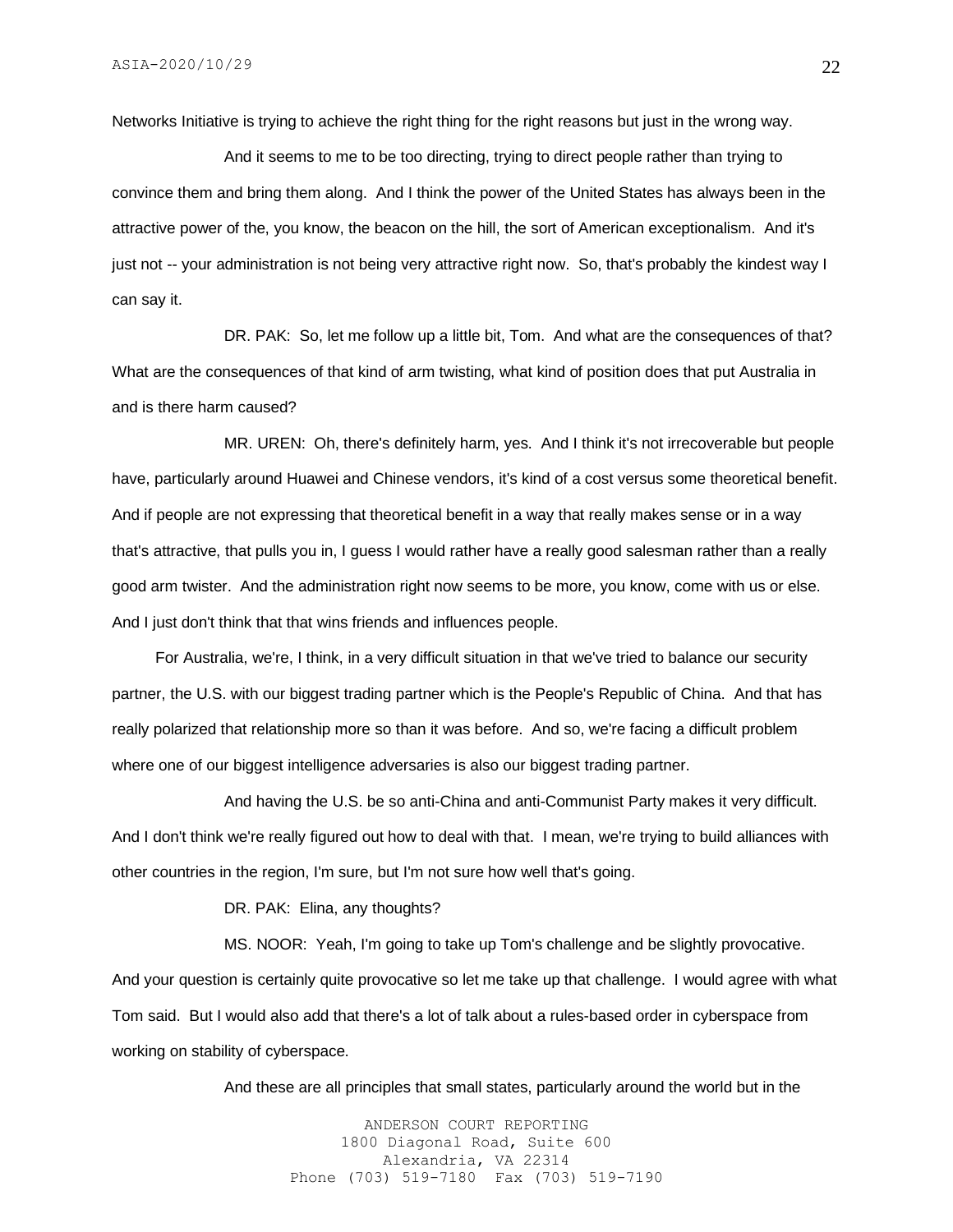Networks Initiative is trying to achieve the right thing for the right reasons but just in the wrong way.

And it seems to me to be too directing, trying to direct people rather than trying to convince them and bring them along. And I think the power of the United States has always been in the attractive power of the, you know, the beacon on the hill, the sort of American exceptionalism. And it's just not -- your administration is not being very attractive right now. So, that's probably the kindest way I can say it.

DR. PAK: So, let me follow up a little bit, Tom. And what are the consequences of that? What are the consequences of that kind of arm twisting, what kind of position does that put Australia in and is there harm caused?

MR. UREN: Oh, there's definitely harm, yes. And I think it's not irrecoverable but people have, particularly around Huawei and Chinese vendors, it's kind of a cost versus some theoretical benefit. And if people are not expressing that theoretical benefit in a way that really makes sense or in a way that's attractive, that pulls you in, I guess I would rather have a really good salesman rather than a really good arm twister. And the administration right now seems to be more, you know, come with us or else. And I just don't think that that wins friends and influences people.

For Australia, we're, I think, in a very difficult situation in that we've tried to balance our security partner, the U.S. with our biggest trading partner which is the People's Republic of China. And that has really polarized that relationship more so than it was before. And so, we're facing a difficult problem where one of our biggest intelligence adversaries is also our biggest trading partner.

And having the U.S. be so anti-China and anti-Communist Party makes it very difficult. And I don't think we're really figured out how to deal with that. I mean, we're trying to build alliances with other countries in the region, I'm sure, but I'm not sure how well that's going.

DR. PAK: Elina, any thoughts?

MS. NOOR: Yeah, I'm going to take up Tom's challenge and be slightly provocative. And your question is certainly quite provocative so let me take up that challenge. I would agree with what Tom said. But I would also add that there's a lot of talk about a rules-based order in cyberspace from working on stability of cyberspace.

And these are all principles that small states, particularly around the world but in the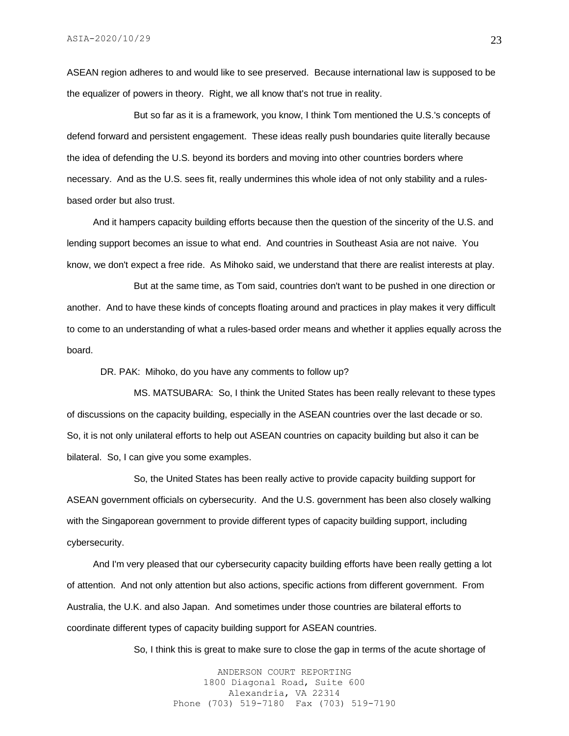ASEAN region adheres to and would like to see preserved. Because international law is supposed to be the equalizer of powers in theory. Right, we all know that's not true in reality.

But so far as it is a framework, you know, I think Tom mentioned the U.S.'s concepts of defend forward and persistent engagement. These ideas really push boundaries quite literally because the idea of defending the U.S. beyond its borders and moving into other countries borders where necessary. And as the U.S. sees fit, really undermines this whole idea of not only stability and a rules-based order but also trust.

And it hampers capacity building efforts because then the question of the sincerity of the U.S. and lending support becomes an issue to what end. And countries in Southeast Asia are not naive. You know, we don't expect a free ride. As Mihoko said, we understand that there are realist interests at play.

But at the same time, as Tom said, countries don't want to be pushed in one direction or another. And to have these kinds of concepts floating around and practices in play makes it very difficult to come to an understanding of what a rules-based order means and whether it applies equally across the board.

DR. PAK: Mihoko, do you have any comments to follow up?

MS. MATSUBARA: So, I think the United States has been really relevant to these types of discussions on the capacity building, especially in the ASEAN countries over the last decade or so. So, it is not only unilateral efforts to help out ASEAN countries on capacity building but also it can be bilateral. So, I can give you some examples.

So, the United States has been really active to provide capacity building support for ASEAN government officials on cybersecurity. And the U.S. government has been also closely walking with the Singaporean government to provide different types of capacity building support, including cybersecurity.

And I'm very pleased that our cybersecurity capacity building efforts have been really getting a lot of attention. And not only attention but also actions, specific actions from different government. From Australia, the U.K. and also Japan. And sometimes under those countries are bilateral efforts to coordinate different types of capacity building support for ASEAN countries.

So, I think this is great to make sure to close the gap in terms of the acute shortage of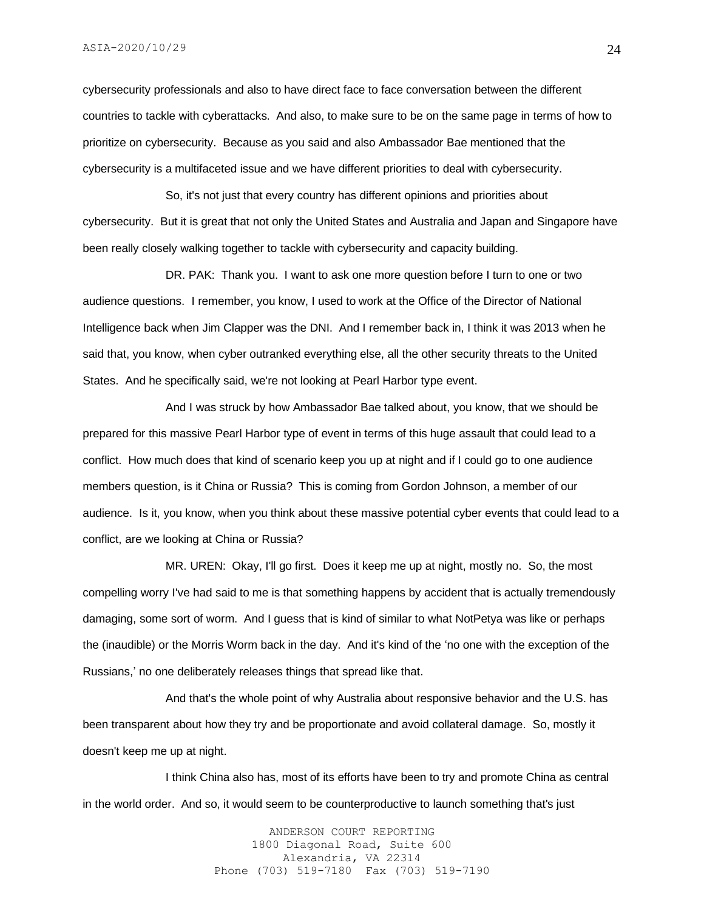cybersecurity professionals and also to have direct face to face conversation between the different countries to tackle with cyberattacks. And also, to make sure to be on the same page in terms of how to prioritize on cybersecurity. Because as you said and also Ambassador Bae mentioned that the cybersecurity is a multifaceted issue and we have different priorities to deal with cybersecurity.

So, it's not just that every country has different opinions and priorities about cybersecurity. But it is great that not only the United States and Australia and Japan and Singapore have been really closely walking together to tackle with cybersecurity and capacity building.

DR. PAK: Thank you. I want to ask one more question before I turn to one or two audience questions. I remember, you know, I used to work at the Office of the Director of National Intelligence back when Jim Clapper was the DNI. And I remember back in, I think it was 2013 when he said that, you know, when cyber outranked everything else, all the other security threats to the United States. And he specifically said, we're not looking at Pearl Harbor type event.

And I was struck by how Ambassador Bae talked about, you know, that we should be prepared for this massive Pearl Harbor type of event in terms of this huge assault that could lead to a conflict. How much does that kind of scenario keep you up at night and if I could go to one audience members question, is it China or Russia? This is coming from Gordon Johnson, a member of our audience. Is it, you know, when you think about these massive potential cyber events that could lead to a conflict, are we looking at China or Russia?

MR. UREN: Okay, I'll go first. Does it keep me up at night, mostly no. So, the most compelling worry I've had said to me is that something happens by accident that is actually tremendously damaging, some sort of worm. And I guess that is kind of similar to what NotPetya was like or perhaps the (inaudible) or the Morris Worm back in the day. And it's kind of the 'no one with the exception of the Russians,' no one deliberately releases things that spread like that.

And that's the whole point of why Australia about responsive behavior and the U.S. has been transparent about how they try and be proportionate and avoid collateral damage. So, mostly it doesn't keep me up at night.

I think China also has, most of its efforts have been to try and promote China as central in the world order. And so, it would seem to be counterproductive to launch something that's just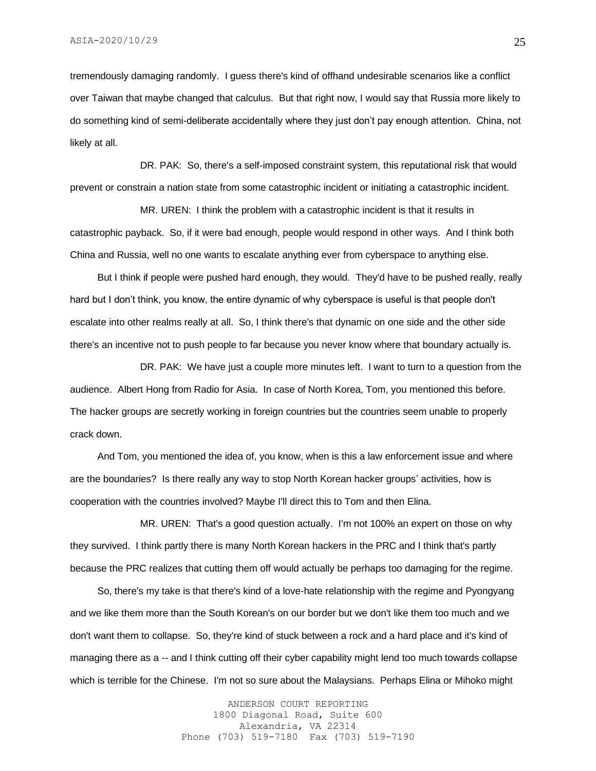tremendously damaging randomly. I guess there's kind of offhand undesirable scenarios like a conflict over Taiwan that maybe changed that calculus. But that right now, I would say that Russia more likely to do something kind of semi-deliberate accidentally where they just don't pay enough attention. China, not likely at all.

DR. PAK: So, there's a self-imposed constraint system, this reputational risk that would prevent or constrain a nation state from some catastrophic incident or initiating a catastrophic incident.

MR. UREN: I think the problem with a catastrophic incident is that it results in catastrophic payback. So, if it were bad enough, people would respond in other ways. And I think both China and Russia, well no one wants to escalate anything ever from cyberspace to anything else.

But I think if people were pushed hard enough, they would. They'd have to be pushed really, really hard but I don't think, you know, the entire dynamic of why cyberspace is useful is that people don't escalate into other realms really at all. So, I think there's that dynamic on one side and the other side there's an incentive not to push people to far because you never know where that boundary actually is.

DR. PAK: We have just a couple more minutes left. I want to turn to a question from the audience. Albert Hong from Radio for Asia. In case of North Korea, Tom, you mentioned this before. The hacker groups are secretly working in foreign countries but the countries seem unable to properly crack down.

And Tom, you mentioned the idea of, you know, when is this a law enforcement issue and where are the boundaries? Is there really any way to stop North Korean hacker groups' activities, how is cooperation with the countries involved? Maybe I'll direct this to Tom and then Elina.

MR. UREN: That's a good question actually. I'm not 100% an expert on those on why they survived. I think partly there is many North Korean hackers in the PRC and I think that's partly because the PRC realizes that cutting them off would actually be perhaps too damaging for the regime.

So, there's my take is that there's kind of a love-hate relationship with the regime and Pyongyang and we like them more than the South Korean's on our border but we don't like them too much and we don't want them to collapse. So, they're kind of stuck between a rock and a hard place and it's kind of managing there as a -- and I think cutting off their cyber capability might lend too much towards collapse which is terrible for the Chinese. I'm not so sure about the Malaysians. Perhaps Elina or Mihoko might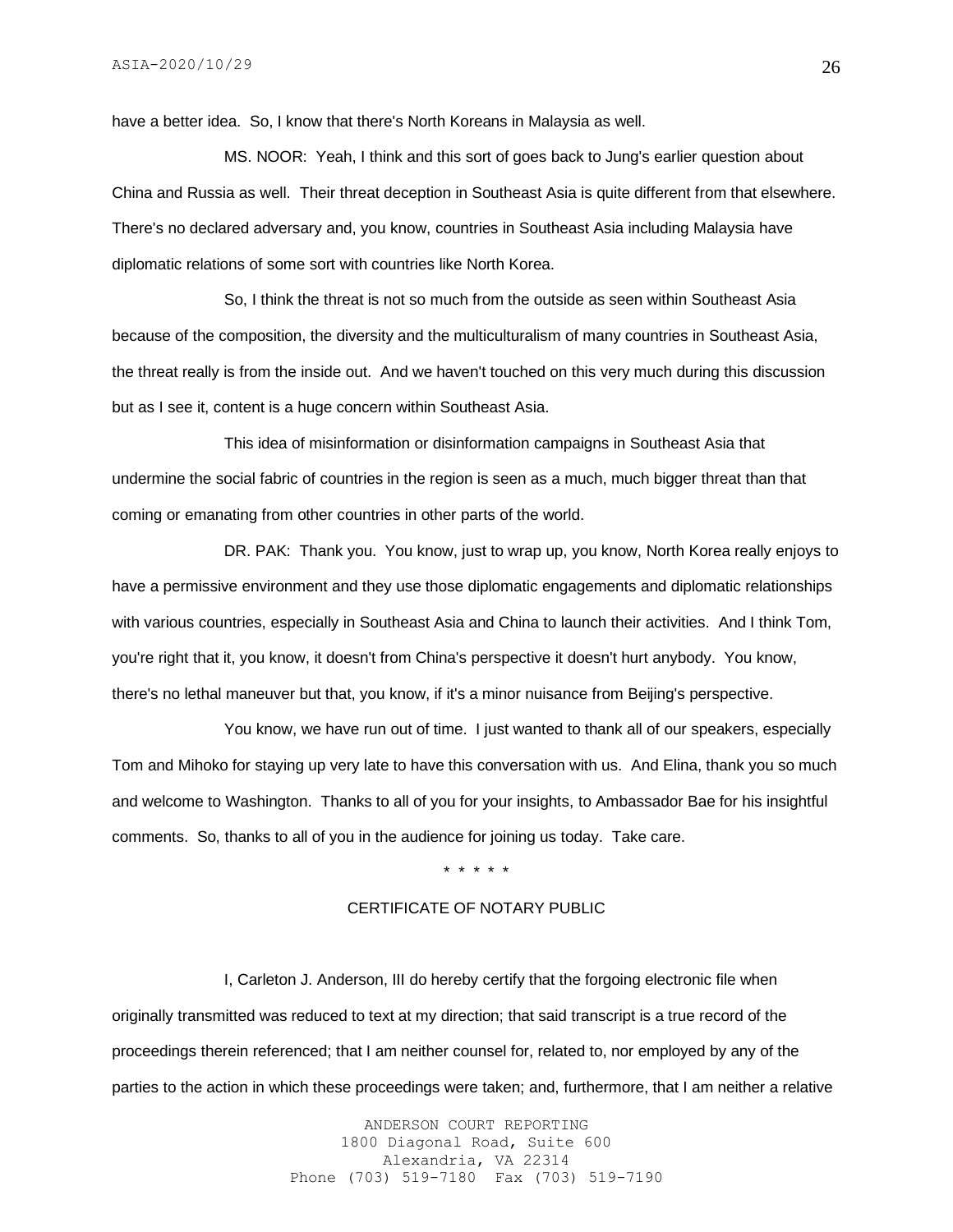have a better idea. So, I know that there's North Koreans in Malaysia as well.

MS. NOOR: Yeah, I think and this sort of goes back to Jung's earlier question about China and Russia as well. Their threat deception in Southeast Asia is quite different from that elsewhere. There's no declared adversary and, you know, countries in Southeast Asia including Malaysia have diplomatic relations of some sort with countries like North Korea.

So, I think the threat is not so much from the outside as seen within Southeast Asia because of the composition, the diversity and the multiculturalism of many countries in Southeast Asia, the threat really is from the inside out. And we haven't touched on this very much during this discussion but as I see it, content is a huge concern within Southeast Asia.

This idea of misinformation or disinformation campaigns in Southeast Asia that undermine the social fabric of countries in the region is seen as a much, much bigger threat than that coming or emanating from other countries in other parts of the world.

DR. PAK: Thank you. You know, just to wrap up, you know, North Korea really enjoys to have a permissive environment and they use those diplomatic engagements and diplomatic relationships with various countries, especially in Southeast Asia and China to launch their activities. And I think Tom, you're right that it, you know, it doesn't from China's perspective it doesn't hurt anybody. You know, there's no lethal maneuver but that, you know, if it's a minor nuisance from Beijing's perspective.

You know, we have run out of time. I just wanted to thank all of our speakers, especially Tom and Mihoko for staying up very late to have this conversation with us. And Elina, thank you so much and welcome to Washington. Thanks to all of you for your insights, to Ambassador Bae for his insightful comments. So, thanks to all of you in the audience for joining us today. Take care.

\* \* \* \* \*

CERTIFICATE OF NOTARY PUBLIC

I, Carleton J. Anderson, III do hereby certify that the forgoing electronic file when originally transmitted was reduced to text at my direction; that said transcript is a true record of the proceedings therein referenced; that I am neither counsel for, related to, nor employed by any of the parties to the action in which these proceedings were taken; and, furthermore, that I am neither a relative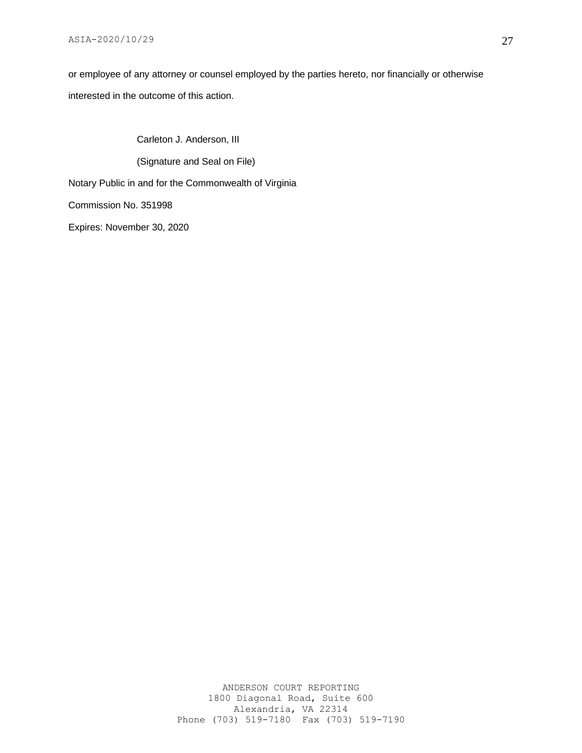or employee of any attorney or counsel employed by the parties hereto, nor financially or otherwise interested in the outcome of this action.

Carleton J. Anderson, III

(Signature and Seal on File)

Notary Public in and for the Commonwealth of Virginia

Commission No. 351998

Expires: November 30, 2020